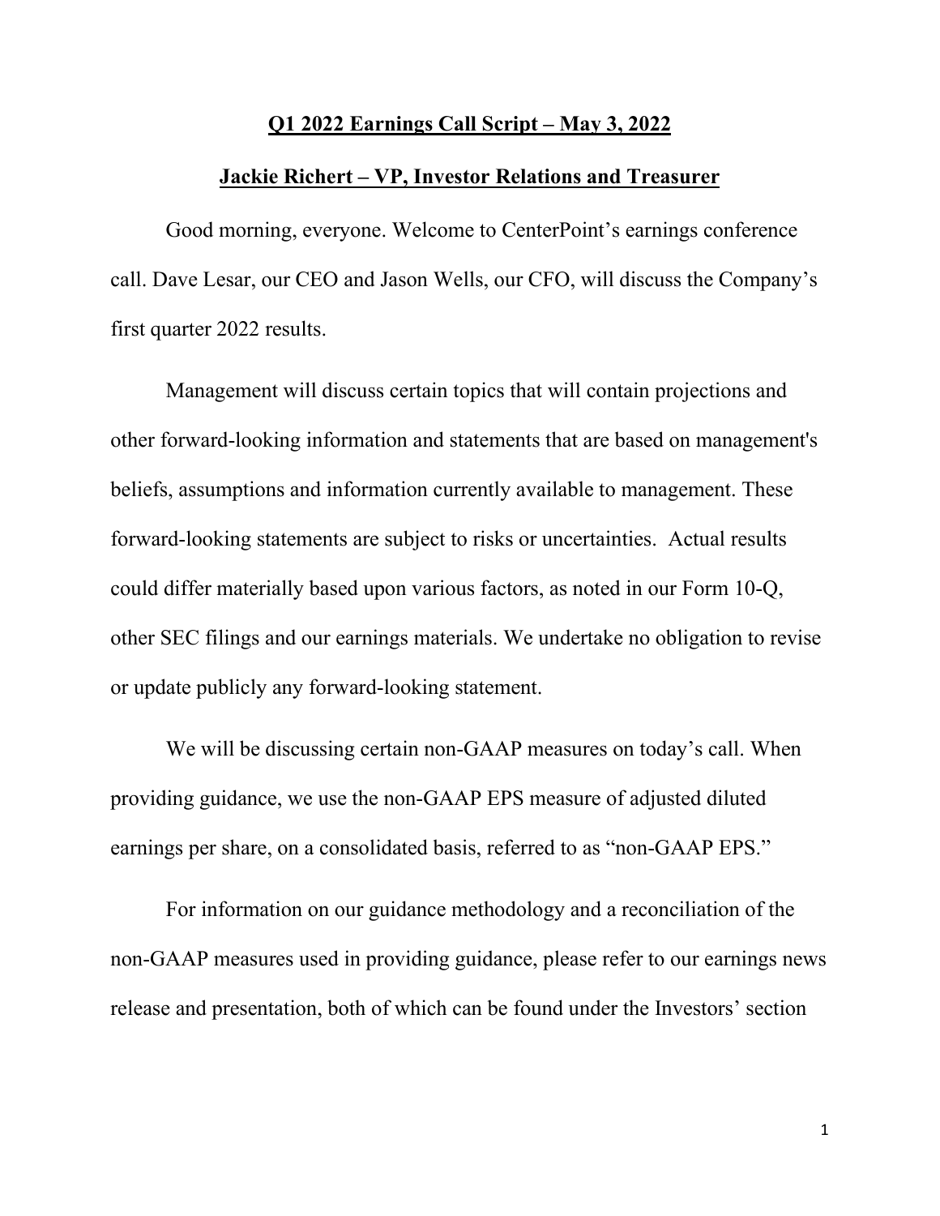# Q1 2022 Earnings Call Script – May 3, 2022

## Jackie Richert – VP, Investor Relations and Treasurer

Good morning, everyone. Welcome to CenterPoint's earnings conference call. Dave Lesar, our CEO and Jason Wells, our CFO, will discuss the Company's first quarter 2022 results.

Management will discuss certain topics that will contain projections and other forward-looking information and statements that are based on management's beliefs, assumptions and information currently available to management. These forward-looking statements are subject to risks or uncertainties. Actual results could differ materially based upon various factors, as noted in our Form 10-Q, other SEC filings and our earnings materials. We undertake no obligation to revise or update publicly any forward-looking statement.

We will be discussing certain non-GAAP measures on today's call. When providing guidance, we use the non-GAAP EPS measure of adjusted diluted earnings per share, on a consolidated basis, referred to as "non-GAAP EPS."

For information on our guidance methodology and a reconciliation of the non-GAAP measures used in providing guidance, please refer to our earnings news release and presentation, both of which can be found under the Investors' section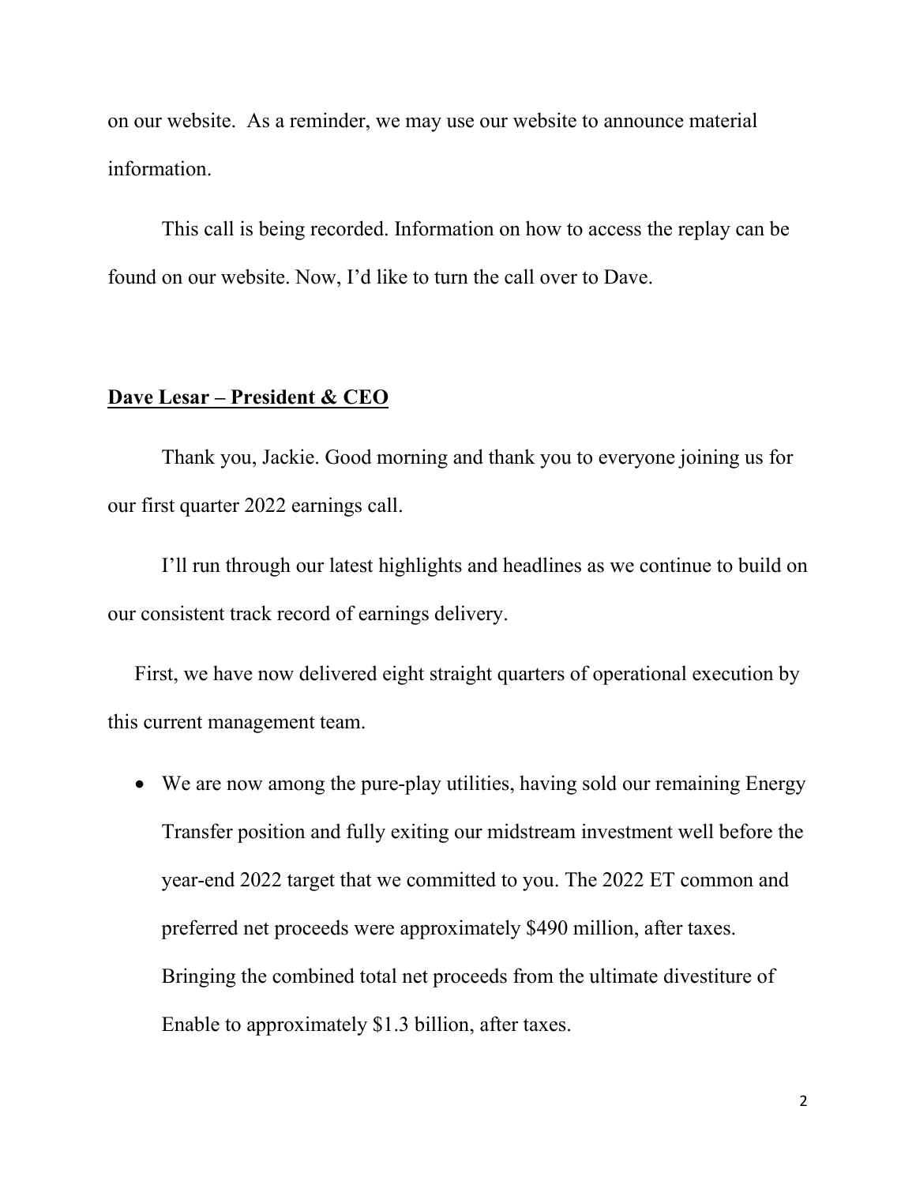on our website. As a reminder, we may use our website to announce material information.

This call is being recorded. Information on how to access the replay can be found on our website. Now, I'd like to turn the call over to Dave.

**Dave Lesar – President & CEO**

Thank you, Jackie. Good morning and thank you to everyone joining us for our first quarter 2022 earnings call.

I'll run through our latest highlights and headlines as we continue to build on our consistent track record of earnings delivery.

First, we have now delivered eight straight quarters of operational execution by this current management team.

- We are now among the pure-play utilities, having sold our remaining Energy Transfer position and fully exiting our midstream investment well before the year-end 2022 target that we committed to you. The 2022 ET common and preferred net proceeds were approximately $490 million, after taxes. Bringing the combined total net proceeds from the ultimate divestiture of Enable to approximately $1.3 billion, after taxes.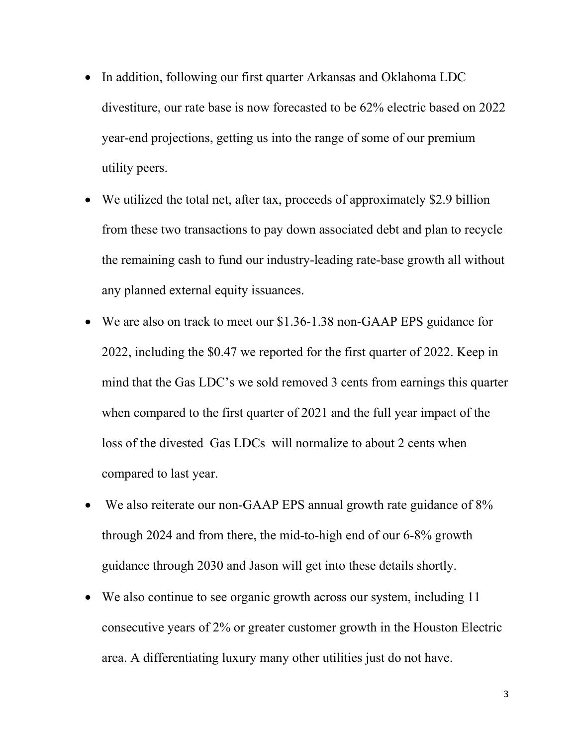- In addition, following our first quarter Arkansas and Oklahoma LDC divestiture, our rate base is now forecasted to be 62% electric based on 2022 year-end projections, getting us into the range of some of our premium utility peers.
- We utilized the total net, after tax, proceeds of approximately $2.9 billion from these two transactions to pay down associated debt and plan to recycle the remaining cash to fund our industry-leading rate-base growth all without any planned external equity issuances.
- We are also on track to meet our $1.36-1.38 non-GAAP EPS guidance for 2022, including the $0.47 we reported for the first quarter of 2022. Keep in mind that the Gas LDC's we sold removed 3 cents from earnings this quarter when compared to the first quarter of 2021 and the full year impact of the loss of the divested Gas LDCs will normalize to about 2 cents when compared to last year.
- We also reiterate our non-GAAP EPS annual growth rate guidance of 8% through 2024 and from there, the mid-to-high end of our 6-8% growth guidance through 2030 and Jason will get into these details shortly.
- We also continue to see organic growth across our system, including 11 consecutive years of 2% or greater customer growth in the Houston Electric area. A differentiating luxury many other utilities just do not have.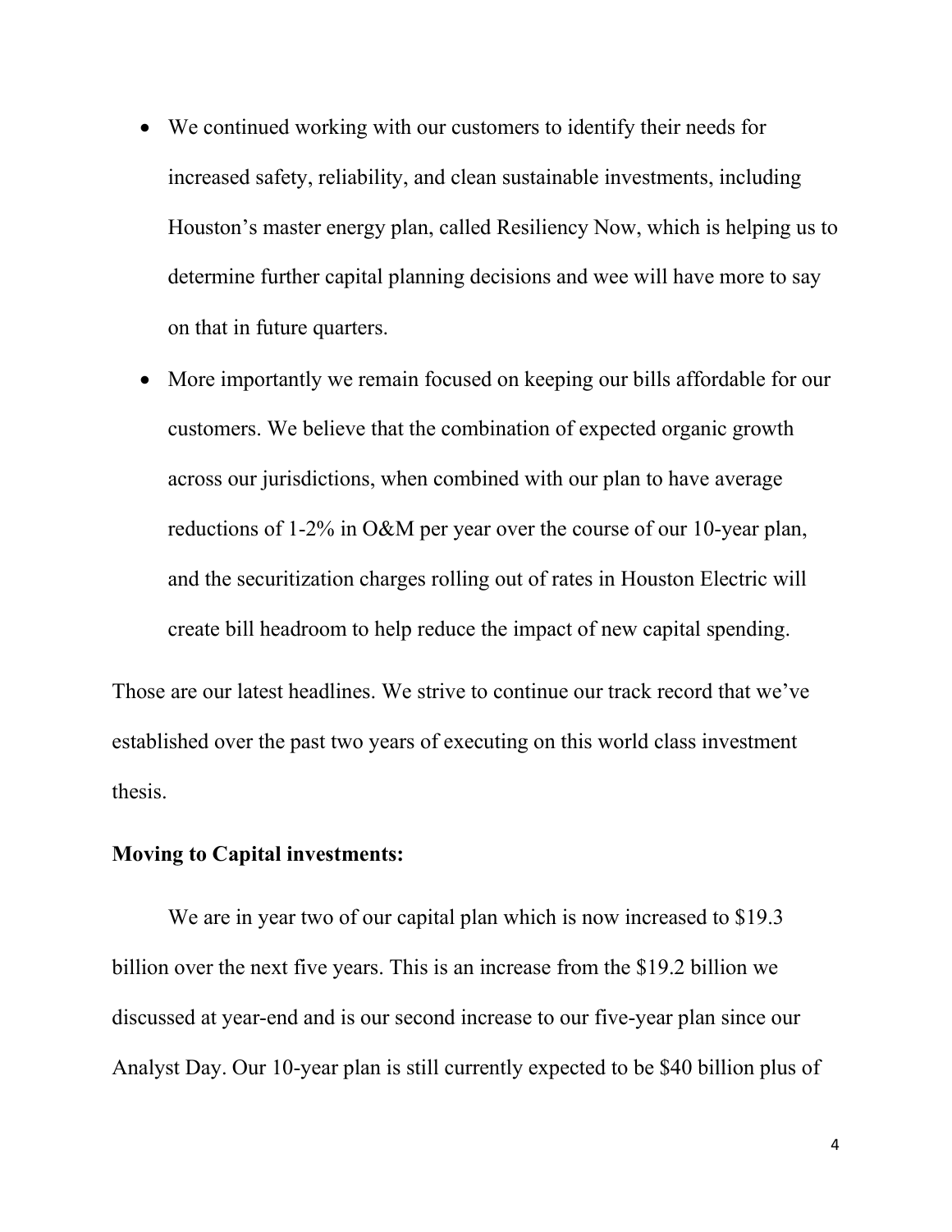- We continued working with our customers to identify their needs for increased safety, reliability, and clean sustainable investments, including Houston's master energy plan, called Resiliency Now, which is helping us to determine further capital planning decisions and wee will have more to say on that in future quarters.
- More importantly we remain focused on keeping our bills affordable for our customers. We believe that the combination of expected organic growth across our jurisdictions, when combined with our plan to have average reductions of 1-2% in O&M per year over the course of our 10-year plan, and the securitization charges rolling out of rates in Houston Electric will create bill headroom to help reduce the impact of new capital spending.

Those are our latest headlines. We strive to continue our track record that we've established over the past two years of executing on this world class investment thesis.

**Moving to Capital investments:**

We are in year two of our capital plan which is now increased to $19.3 billion over the next five years. This is an increase from the $19.2 billion we discussed at year-end and is our second increase to our five-year plan since our Analyst Day. Our 10-year plan is still currently expected to be $40 billion plus of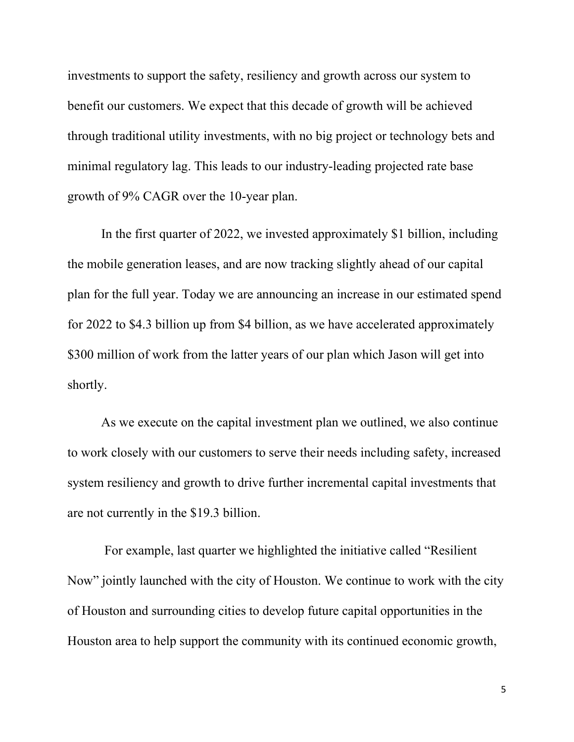investments to support the safety, resiliency and growth across our system to benefit our customers. We expect that this decade of growth will be achieved through traditional utility investments, with no big project or technology bets and minimal regulatory lag. This leads to our industry-leading projected rate base growth of 9% CAGR over the 10-year plan.

In the first quarter of 2022, we invested approximately $1 billion, including the mobile generation leases, and are now tracking slightly ahead of our capital plan for the full year. Today we are announcing an increase in our estimated spend for 2022 to $4.3 billion up from $4 billion, as we have accelerated approximately $300 million of work from the latter years of our plan which Jason will get into shortly.

As we execute on the capital investment plan we outlined, we also continue to work closely with our customers to serve their needs including safety, increased system resiliency and growth to drive further incremental capital investments that are not currently in the $19.3 billion.

For example, last quarter we highlighted the initiative called "Resilient Now" jointly launched with the city of Houston. We continue to work with the city of Houston and surrounding cities to develop future capital opportunities in the Houston area to help support the community with its continued economic growth,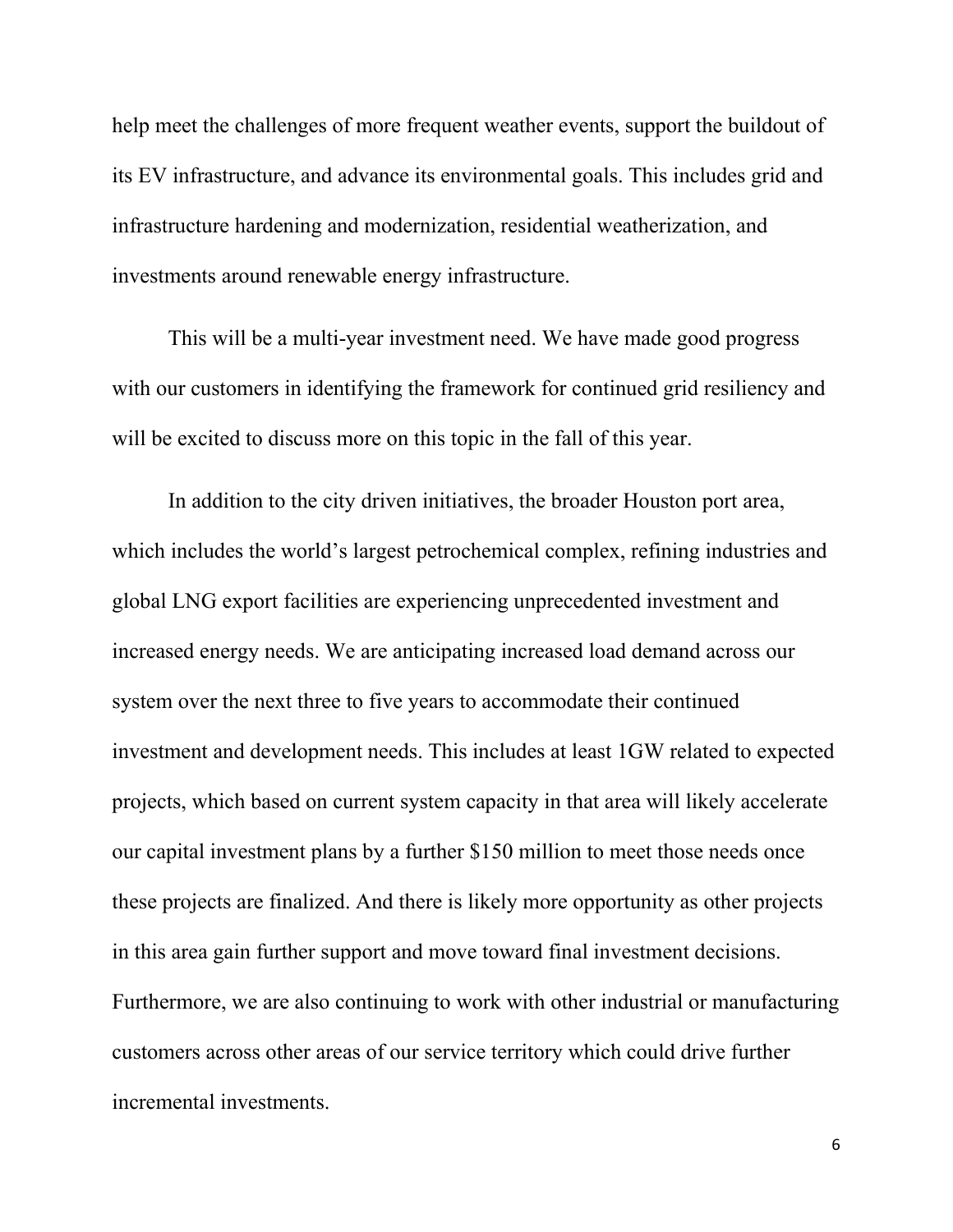help meet the challenges of more frequent weather events, support the buildout of its EV infrastructure, and advance its environmental goals. This includes grid and infrastructure hardening and modernization, residential weatherization, and investments around renewable energy infrastructure.

This will be a multi-year investment need. We have made good progress with our customers in identifying the framework for continued grid resiliency and will be excited to discuss more on this topic in the fall of this year.

In addition to the city driven initiatives, the broader Houston port area, which includes the world's largest petrochemical complex, refining industries and global LNG export facilities are experiencing unprecedented investment and increased energy needs. We are anticipating increased load demand across our system over the next three to five years to accommodate their continued investment and development needs. This includes at least 1GW related to expected projects, which based on current system capacity in that area will likely accelerate our capital investment plans by a further $150 million to meet those needs once these projects are finalized. And there is likely more opportunity as other projects in this area gain further support and move toward final investment decisions. Furthermore, we are also continuing to work with other industrial or manufacturing customers across other areas of our service territory which could drive further incremental investments.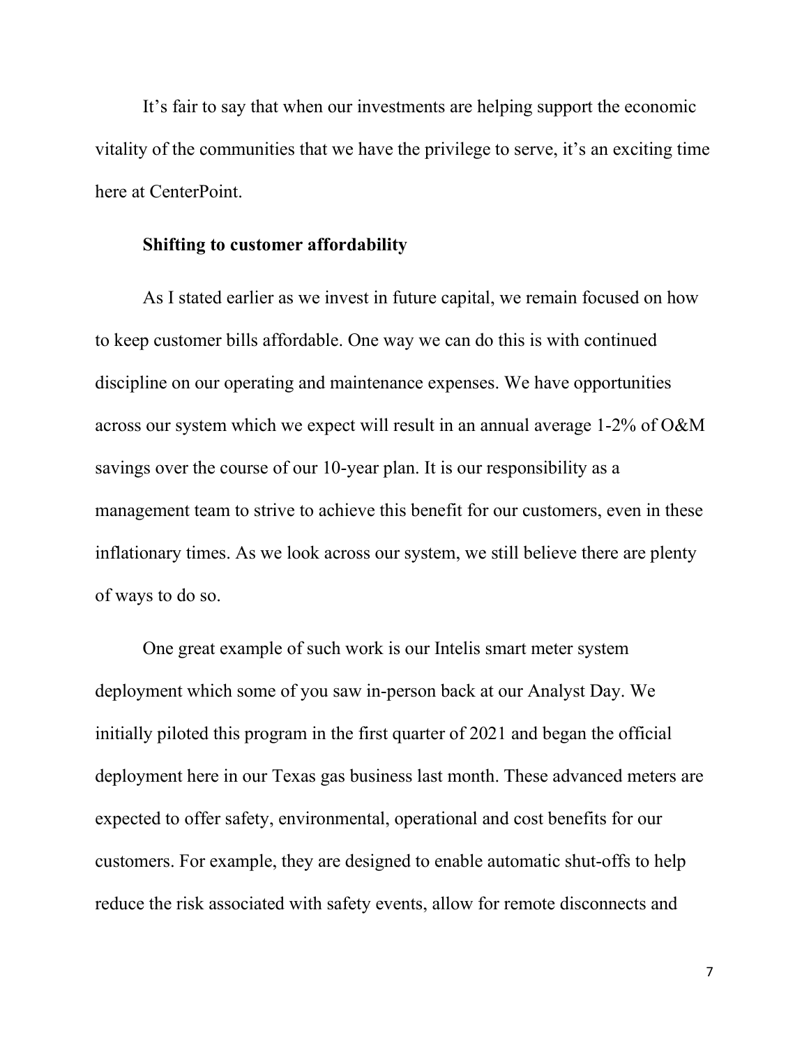It's fair to say that when our investments are helping support the economic vitality of the communities that we have the privilege to serve, it's an exciting time here at CenterPoint.

**Shifting to customer affordability**

As I stated earlier as we invest in future capital, we remain focused on how to keep customer bills affordable. One way we can do this is with continued discipline on our operating and maintenance expenses. We have opportunities across our system which we expect will result in an annual average 1-2% of O&M savings over the course of our 10-year plan. It is our responsibility as a management team to strive to achieve this benefit for our customers, even in these inflationary times. As we look across our system, we still believe there are plenty of ways to do so.

One great example of such work is our Intelis smart meter system deployment which some of you saw in-person back at our Analyst Day. We initially piloted this program in the first quarter of 2021 and began the official deployment here in our Texas gas business last month. These advanced meters are expected to offer safety, environmental, operational and cost benefits for our customers. For example, they are designed to enable automatic shut-offs to help reduce the risk associated with safety events, allow for remote disconnects and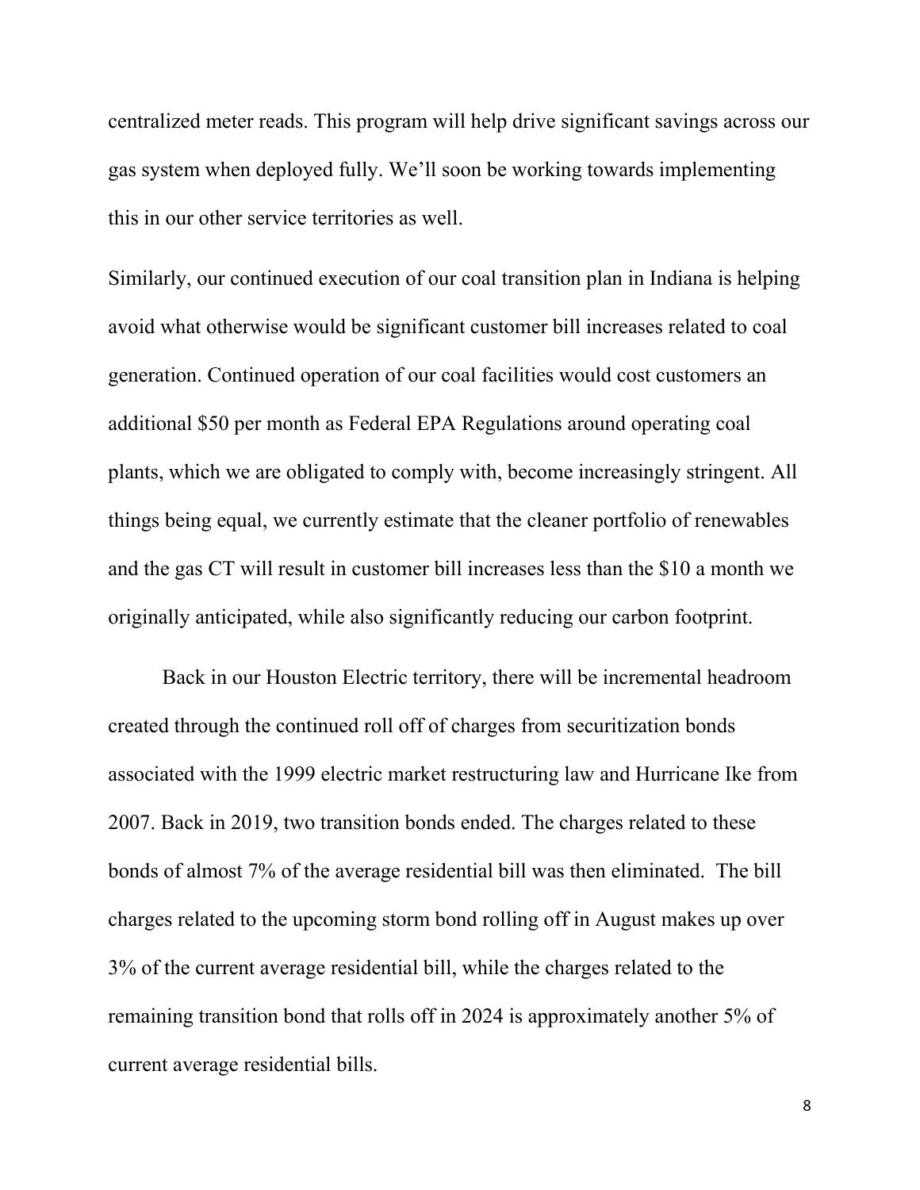centralized meter reads. This program will help drive significant savings across our gas system when deployed fully. We'll soon be working towards implementing this in our other service territories as well.

Similarly, our continued execution of our coal transition plan in Indiana is helping avoid what otherwise would be significant customer bill increases related to coal generation. Continued operation of our coal facilities would cost customers an additional $50 per month as Federal EPA Regulations around operating coal plants, which we are obligated to comply with, become increasingly stringent. All things being equal, we currently estimate that the cleaner portfolio of renewables and the gas CT will result in customer bill increases less than the $10 a month we originally anticipated, while also significantly reducing our carbon footprint.

Back in our Houston Electric territory, there will be incremental headroom created through the continued roll off of charges from securitization bonds associated with the 1999 electric market restructuring law and Hurricane Ike from 2007. Back in 2019, two transition bonds ended. The charges related to these bonds of almost 7% of the average residential bill was then eliminated. The bill charges related to the upcoming storm bond rolling off in August makes up over 3% of the current average residential bill, while the charges related to the remaining transition bond that rolls off in 2024 is approximately another 5% of current average residential bills.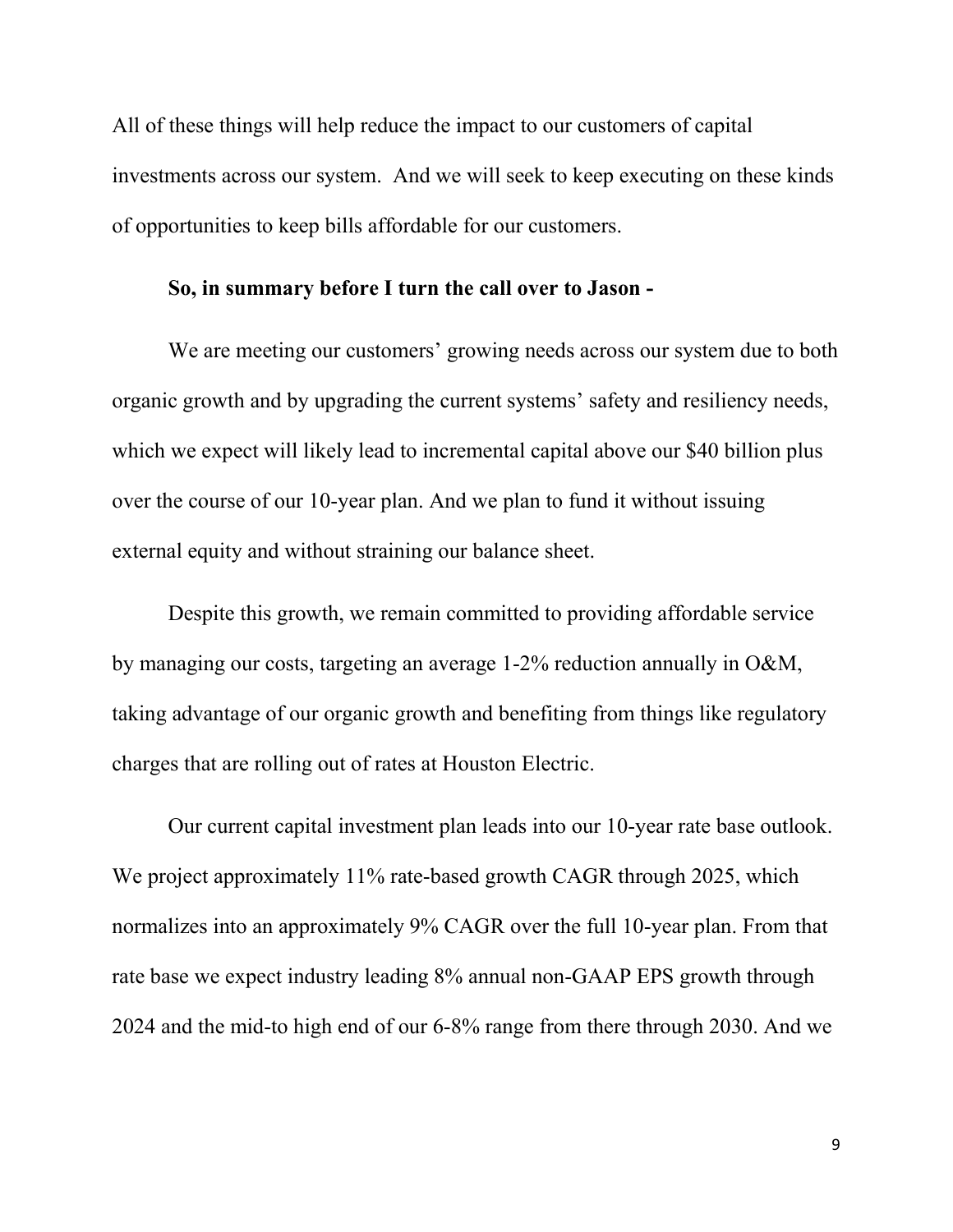All of these things will help reduce the impact to our customers of capital investments across our system. And we will seek to keep executing on these kinds of opportunities to keep bills affordable for our customers.

**So, in summary before I turn the call over to Jason -**

We are meeting our customers' growing needs across our system due to both organic growth and by upgrading the current systems' safety and resiliency needs, which we expect will likely lead to incremental capital above our $40 billion plus over the course of our 10-year plan. And we plan to fund it without issuing external equity and without straining our balance sheet.

Despite this growth, we remain committed to providing affordable service by managing our costs, targeting an average 1-2% reduction annually in O&M, taking advantage of our organic growth and benefiting from things like regulatory charges that are rolling out of rates at Houston Electric.

Our current capital investment plan leads into our 10-year rate base outlook. We project approximately 11% rate-based growth CAGR through 2025, which normalizes into an approximately 9% CAGR over the full 10-year plan. From that rate base we expect industry leading 8% annual non-GAAP EPS growth through 2024 and the mid-to high end of our 6-8% range from there through 2030. And we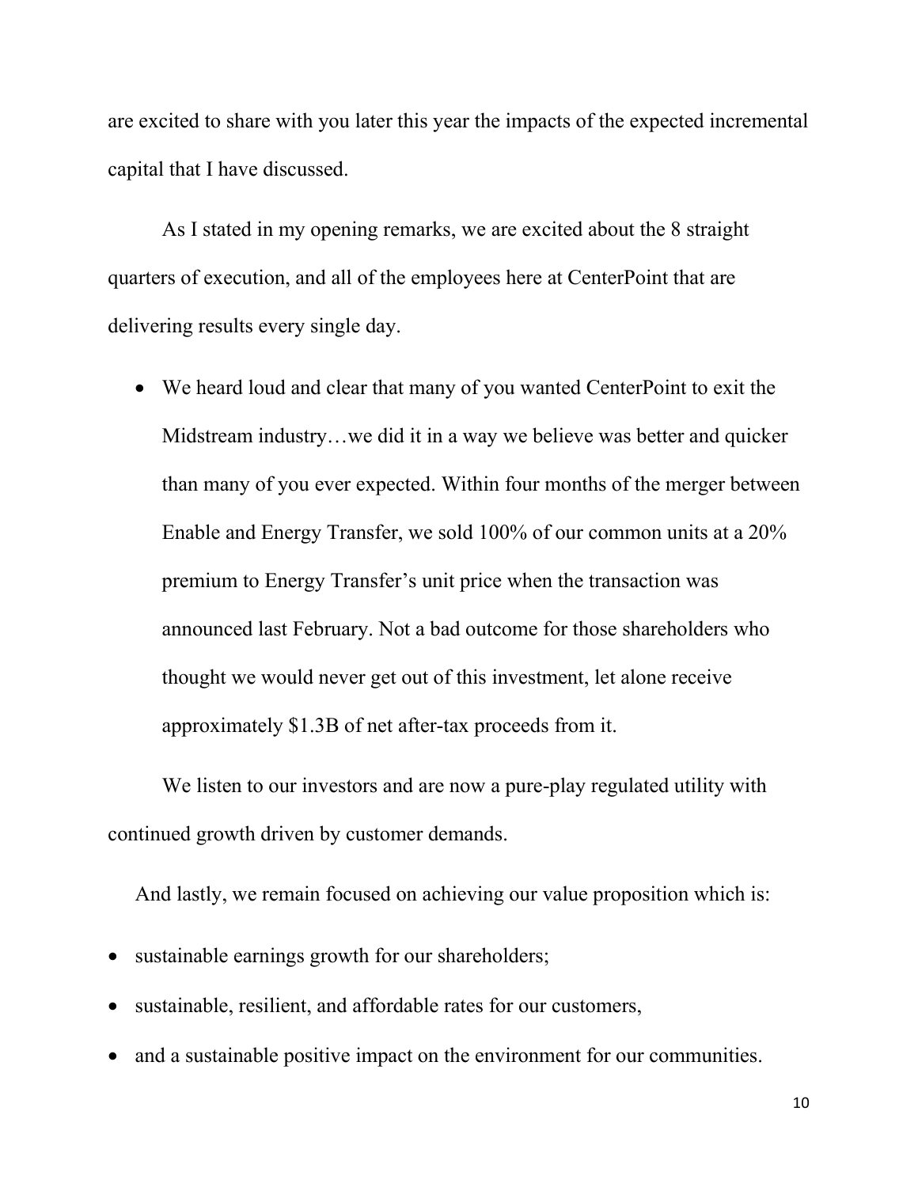are excited to share with you later this year the impacts of the expected incremental capital that I have discussed.

As I stated in my opening remarks, we are excited about the 8 straight quarters of execution, and all of the employees here at CenterPoint that are delivering results every single day.

- We heard loud and clear that many of you wanted CenterPoint to exit the Midstream industry…we did it in a way we believe was better and quicker than many of you ever expected. Within four months of the merger between Enable and Energy Transfer, we sold 100% of our common units at a 20% premium to Energy Transfer's unit price when the transaction was announced last February. Not a bad outcome for those shareholders who thought we would never get out of this investment, let alone receive approximately $1.3B of net after-tax proceeds from it.

We listen to our investors and are now a pure-play regulated utility with continued growth driven by customer demands.

And lastly, we remain focused on achieving our value proposition which is:

- sustainable earnings growth for our shareholders;
- sustainable, resilient, and affordable rates for our customers,
- and a sustainable positive impact on the environment for our communities.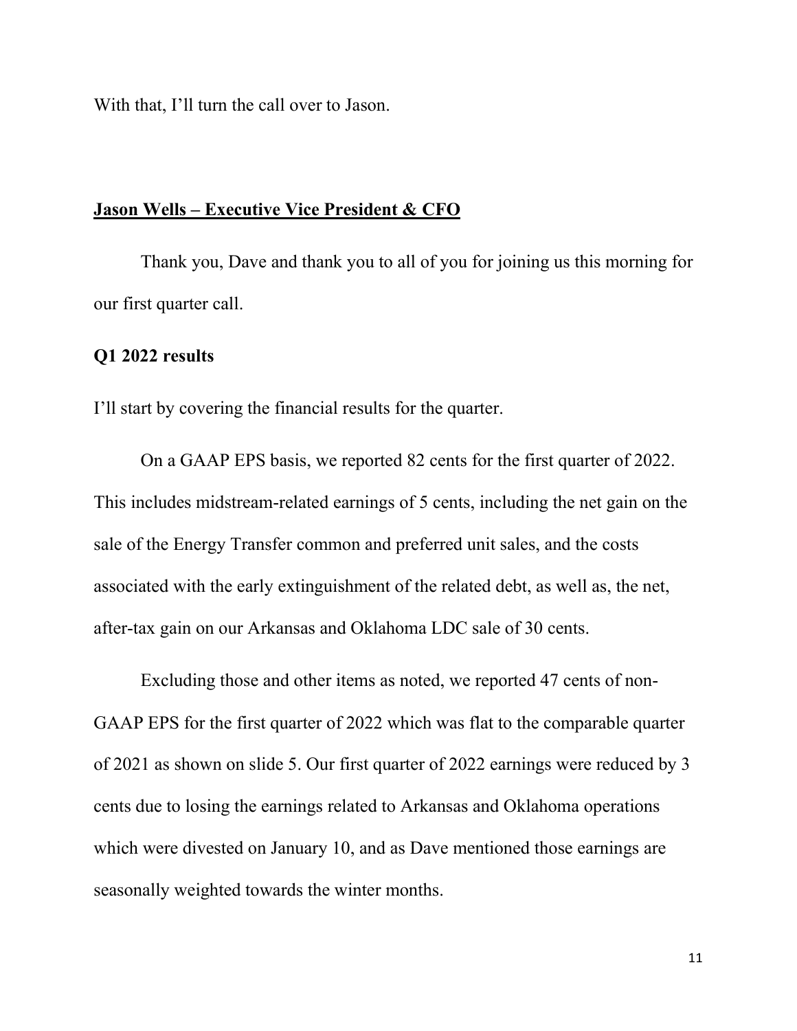With that, I'll turn the call over to Jason.

## Jason Wells – Executive Vice President & CFO

Thank you, Dave and thank you to all of you for joining us this morning for our first quarter call.

### Q1 2022 results

I'll start by covering the financial results for the quarter.

On a GAAP EPS basis, we reported 82 cents for the first quarter of 2022. This includes midstream-related earnings of 5 cents, including the net gain on the sale of the Energy Transfer common and preferred unit sales, and the costs associated with the early extinguishment of the related debt, as well as, the net, after-tax gain on our Arkansas and Oklahoma LDC sale of 30 cents.

Excluding those and other items as noted, we reported 47 cents of non-GAAP EPS for the first quarter of 2022 which was flat to the comparable quarter of 2021 as shown on slide 5. Our first quarter of 2022 earnings were reduced by 3 cents due to losing the earnings related to Arkansas and Oklahoma operations which were divested on January 10, and as Dave mentioned those earnings are seasonally weighted towards the winter months.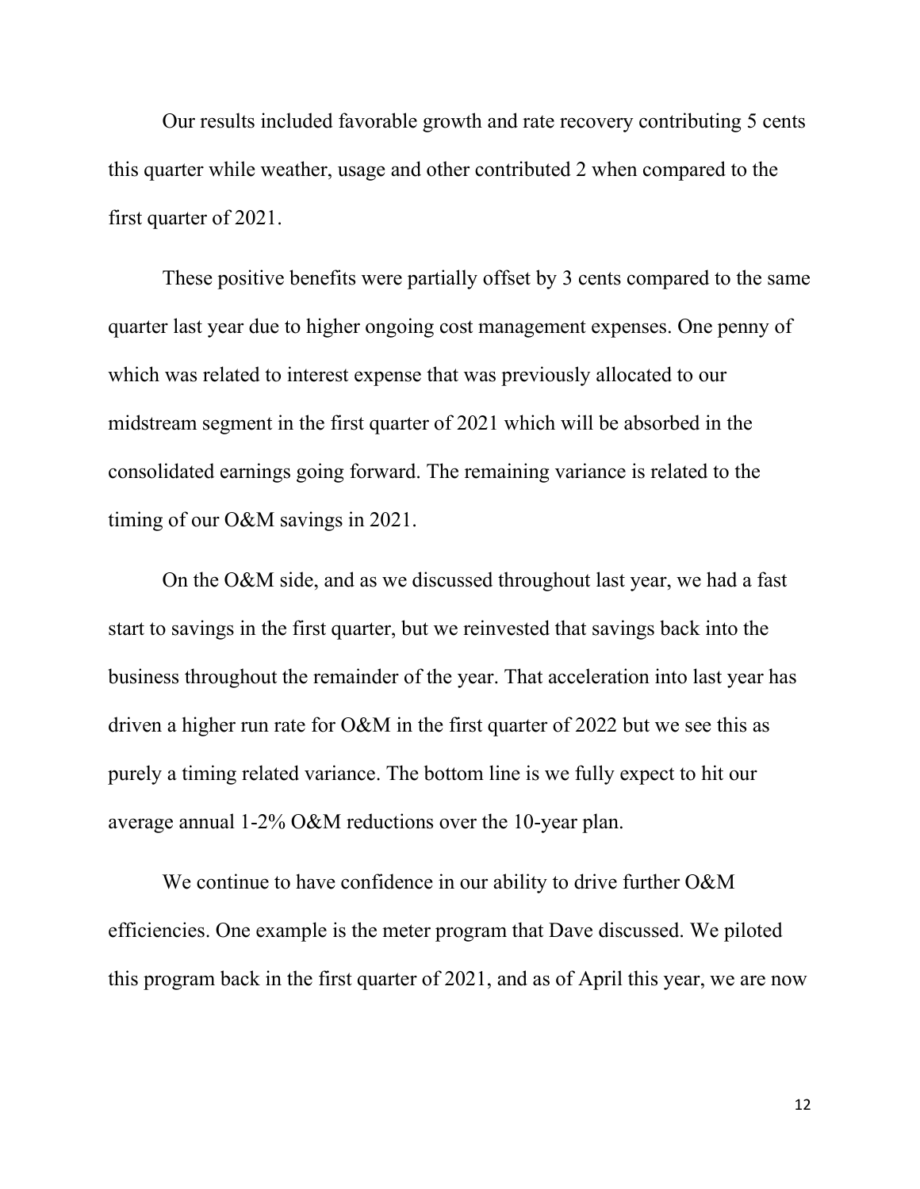Our results included favorable growth and rate recovery contributing 5 cents this quarter while weather, usage and other contributed 2 when compared to the first quarter of 2021.

These positive benefits were partially offset by 3 cents compared to the same quarter last year due to higher ongoing cost management expenses. One penny of which was related to interest expense that was previously allocated to our midstream segment in the first quarter of 2021 which will be absorbed in the consolidated earnings going forward. The remaining variance is related to the timing of our O&M savings in 2021.

On the O&M side, and as we discussed throughout last year, we had a fast start to savings in the first quarter, but we reinvested that savings back into the business throughout the remainder of the year. That acceleration into last year has driven a higher run rate for O&M in the first quarter of 2022 but we see this as purely a timing related variance. The bottom line is we fully expect to hit our average annual 1-2% O&M reductions over the 10-year plan.

We continue to have confidence in our ability to drive further O&M efficiencies. One example is the meter program that Dave discussed. We piloted this program back in the first quarter of 2021, and as of April this year, we are now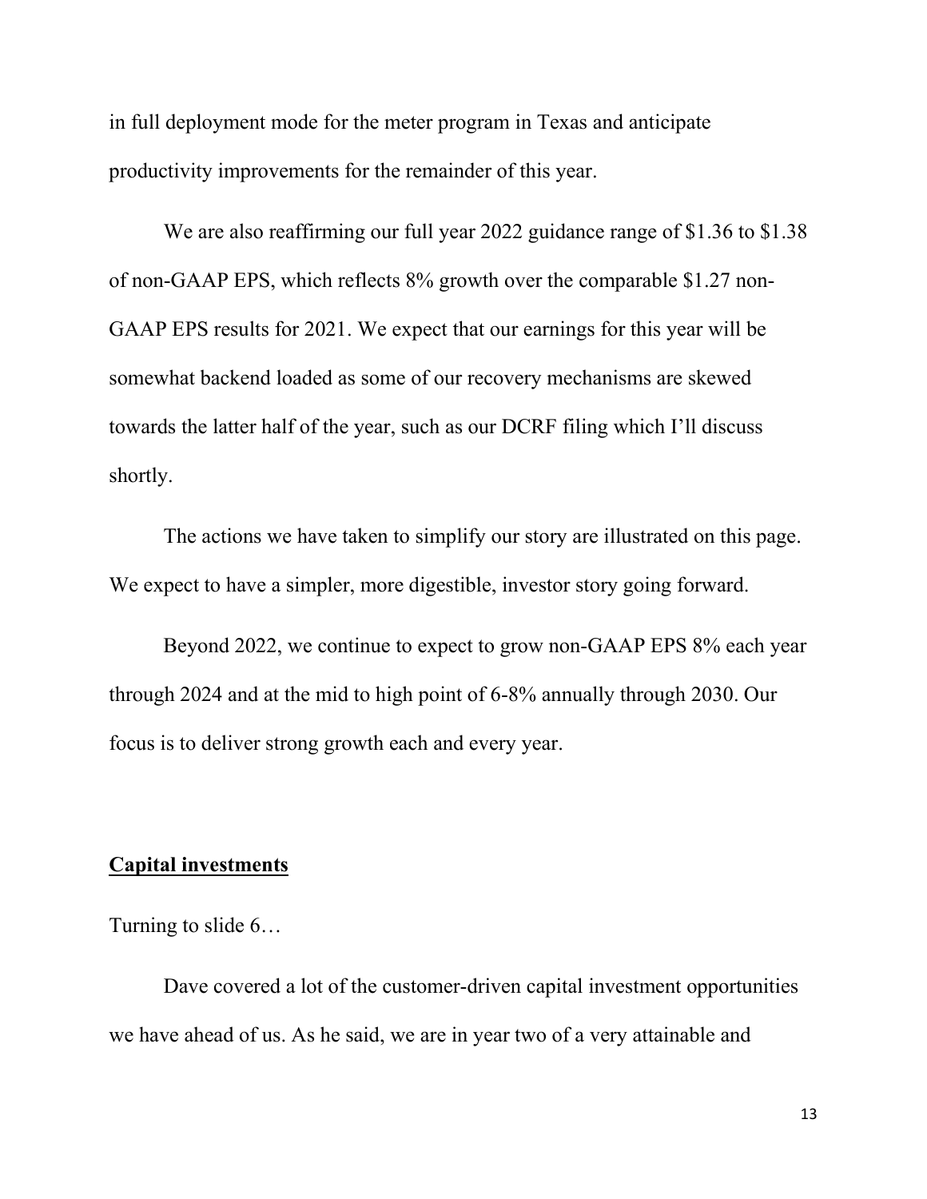in full deployment mode for the meter program in Texas and anticipate productivity improvements for the remainder of this year.

We are also reaffirming our full year 2022 guidance range of $1.36 to $1.38 of non-GAAP EPS, which reflects 8% growth over the comparable $1.27 non-GAAP EPS results for 2021. We expect that our earnings for this year will be somewhat backend loaded as some of our recovery mechanisms are skewed towards the latter half of the year, such as our DCRF filing which I'll discuss shortly.

The actions we have taken to simplify our story are illustrated on this page. We expect to have a simpler, more digestible, investor story going forward.

Beyond 2022, we continue to expect to grow non-GAAP EPS 8% each year through 2024 and at the mid to high point of 6-8% annually through 2030. Our focus is to deliver strong growth each and every year.

**Capital investments**

Turning to slide 6…

Dave covered a lot of the customer-driven capital investment opportunities we have ahead of us. As he said, we are in year two of a very attainable and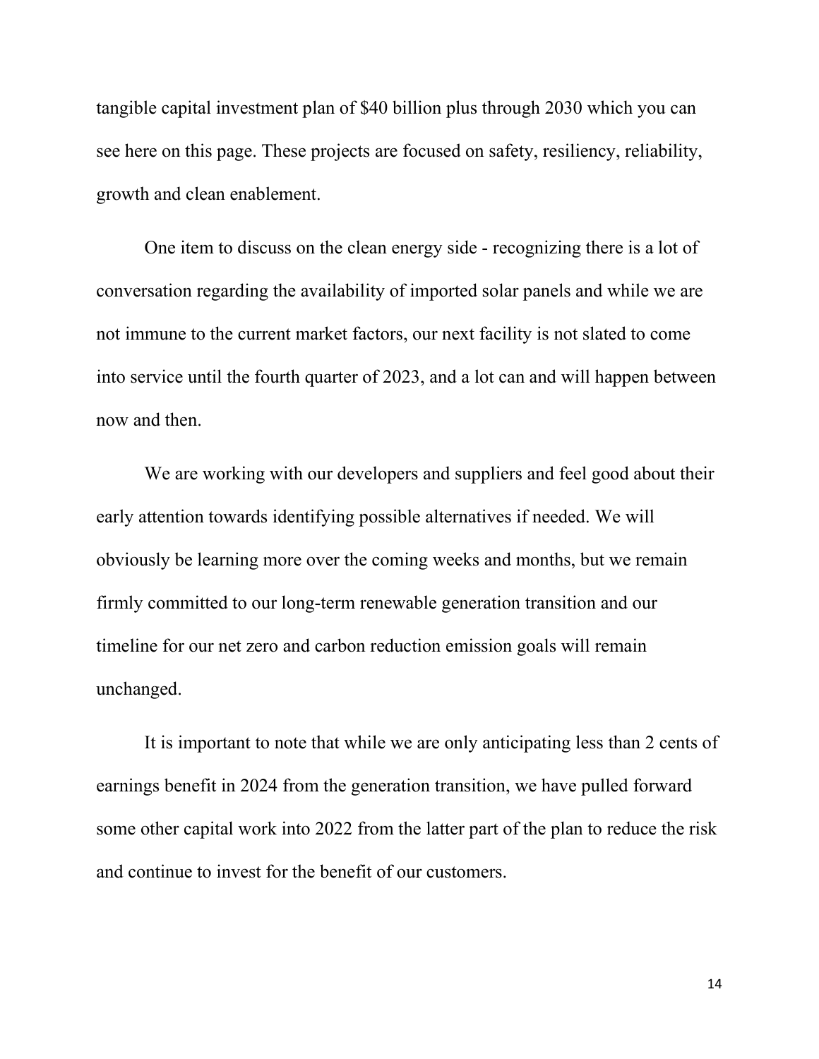tangible capital investment plan of $40 billion plus through 2030 which you can see here on this page. These projects are focused on safety, resiliency, reliability, growth and clean enablement.

One item to discuss on the clean energy side - recognizing there is a lot of conversation regarding the availability of imported solar panels and while we are not immune to the current market factors, our next facility is not slated to come into service until the fourth quarter of 2023, and a lot can and will happen between now and then.

We are working with our developers and suppliers and feel good about their early attention towards identifying possible alternatives if needed. We will obviously be learning more over the coming weeks and months, but we remain firmly committed to our long-term renewable generation transition and our timeline for our net zero and carbon reduction emission goals will remain unchanged.

It is important to note that while we are only anticipating less than 2 cents of earnings benefit in 2024 from the generation transition, we have pulled forward some other capital work into 2022 from the latter part of the plan to reduce the risk and continue to invest for the benefit of our customers.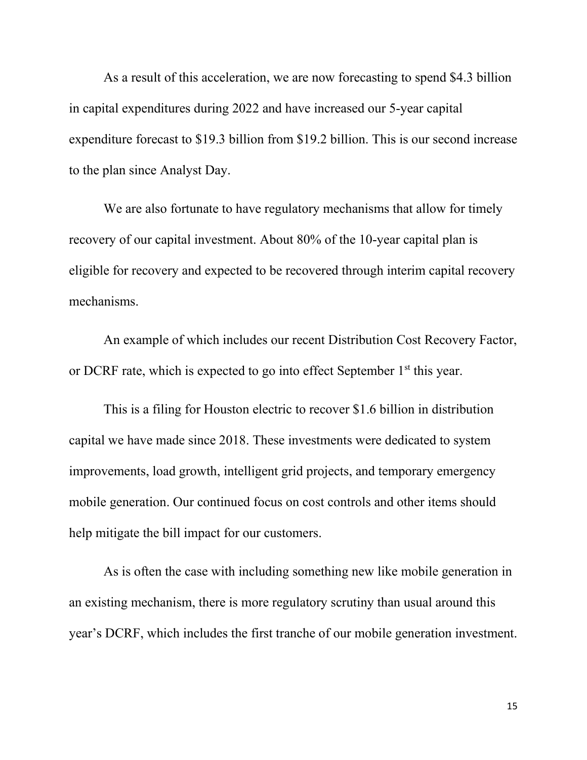As a result of this acceleration, we are now forecasting to spend \$4.3 billion in capital expenditures during 2022 and have increased our 5-year capital expenditure forecast to \$19.3 billion from \$19.2 billion. This is our second increase to the plan since Analyst Day.

We are also fortunate to have regulatory mechanisms that allow for timely recovery of our capital investment. About 80% of the 10-year capital plan is eligible for recovery and expected to be recovered through interim capital recovery mechanisms.

An example of which includes our recent Distribution Cost Recovery Factor, or DCRF rate, which is expected to go into effect September 1st this year.

This is a filing for Houston electric to recover \$1.6 billion in distribution capital we have made since 2018. These investments were dedicated to system improvements, load growth, intelligent grid projects, and temporary emergency mobile generation. Our continued focus on cost controls and other items should help mitigate the bill impact for our customers.

As is often the case with including something new like mobile generation in an existing mechanism, there is more regulatory scrutiny than usual around this year's DCRF, which includes the first tranche of our mobile generation investment.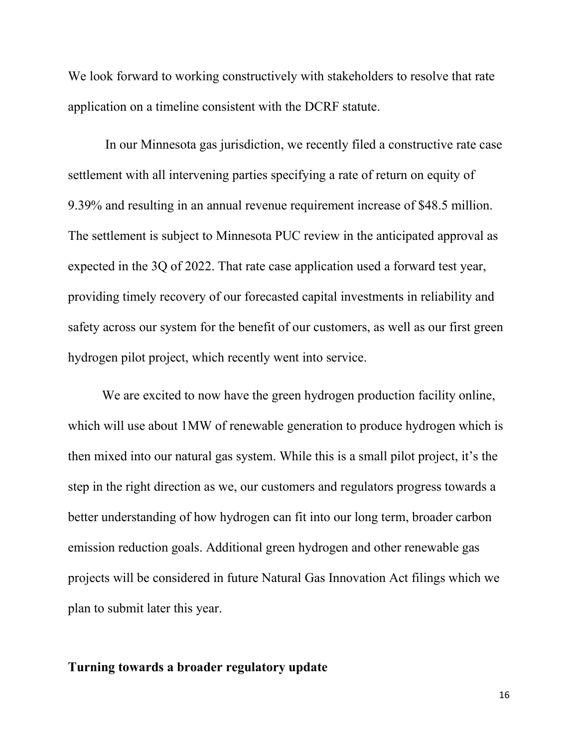We look forward to working constructively with stakeholders to resolve that rate application on a timeline consistent with the DCRF statute.

In our Minnesota gas jurisdiction, we recently filed a constructive rate case settlement with all intervening parties specifying a rate of return on equity of 9.39% and resulting in an annual revenue requirement increase of $48.5 million. The settlement is subject to Minnesota PUC review in the anticipated approval as expected in the 3Q of 2022. That rate case application used a forward test year, providing timely recovery of our forecasted capital investments in reliability and safety across our system for the benefit of our customers, as well as our first green hydrogen pilot project, which recently went into service.

We are excited to now have the green hydrogen production facility online, which will use about 1MW of renewable generation to produce hydrogen which is then mixed into our natural gas system. While this is a small pilot project, it's the step in the right direction as we, our customers and regulators progress towards a better understanding of how hydrogen can fit into our long term, broader carbon emission reduction goals. Additional green hydrogen and other renewable gas projects will be considered in future Natural Gas Innovation Act filings which we plan to submit later this year.

**Turning towards a broader regulatory update**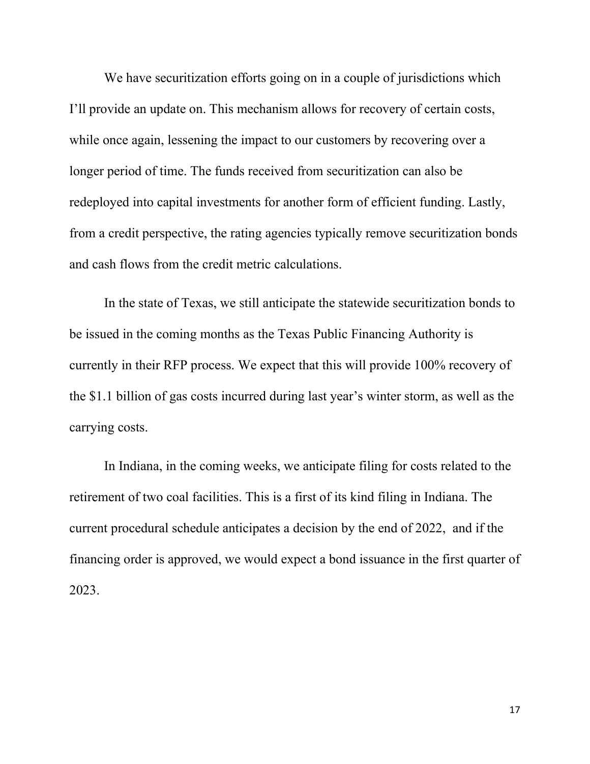We have securitization efforts going on in a couple of jurisdictions which I'll provide an update on. This mechanism allows for recovery of certain costs, while once again, lessening the impact to our customers by recovering over a longer period of time. The funds received from securitization can also be redeployed into capital investments for another form of efficient funding. Lastly, from a credit perspective, the rating agencies typically remove securitization bonds and cash flows from the credit metric calculations.

In the state of Texas, we still anticipate the statewide securitization bonds to be issued in the coming months as the Texas Public Financing Authority is currently in their RFP process. We expect that this will provide 100% recovery of the $1.1 billion of gas costs incurred during last year's winter storm, as well as the carrying costs.

In Indiana, in the coming weeks, we anticipate filing for costs related to the retirement of two coal facilities. This is a first of its kind filing in Indiana. The current procedural schedule anticipates a decision by the end of 2022, and if the financing order is approved, we would expect a bond issuance in the first quarter of 2023.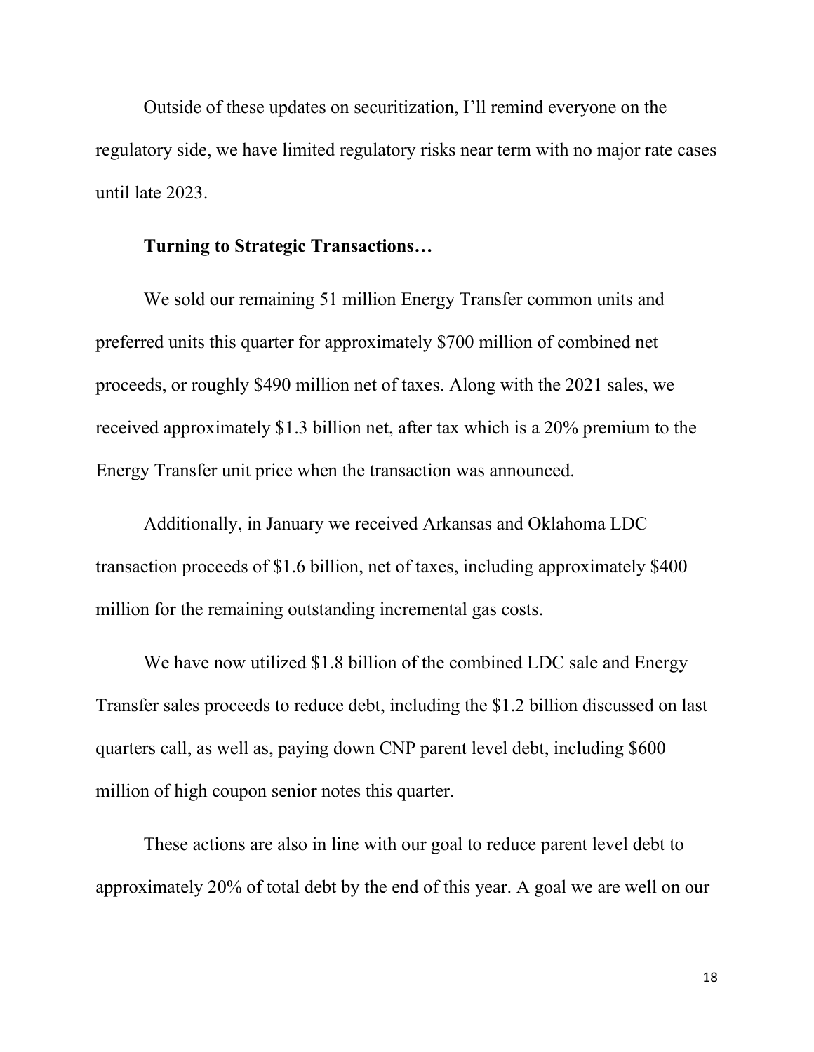Outside of these updates on securitization, I'll remind everyone on the regulatory side, we have limited regulatory risks near term with no major rate cases until late 2023.

**Turning to Strategic Transactions…**

We sold our remaining 51 million Energy Transfer common units and preferred units this quarter for approximately $700 million of combined net proceeds, or roughly $490 million net of taxes. Along with the 2021 sales, we received approximately $1.3 billion net, after tax which is a 20% premium to the Energy Transfer unit price when the transaction was announced.

Additionally, in January we received Arkansas and Oklahoma LDC transaction proceeds of $1.6 billion, net of taxes, including approximately $400 million for the remaining outstanding incremental gas costs.

We have now utilized $1.8 billion of the combined LDC sale and Energy Transfer sales proceeds to reduce debt, including the $1.2 billion discussed on last quarters call, as well as, paying down CNP parent level debt, including $600 million of high coupon senior notes this quarter.

These actions are also in line with our goal to reduce parent level debt to approximately 20% of total debt by the end of this year. A goal we are well on our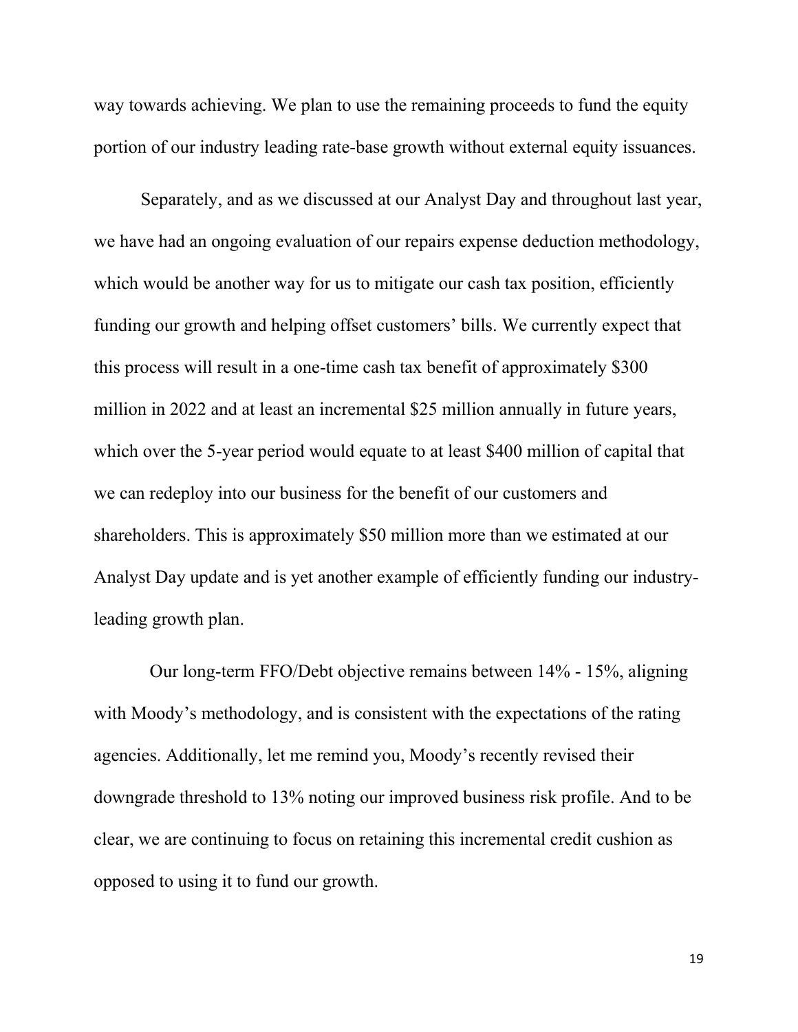way towards achieving. We plan to use the remaining proceeds to fund the equity portion of our industry leading rate-base growth without external equity issuances.

Separately, and as we discussed at our Analyst Day and throughout last year, we have had an ongoing evaluation of our repairs expense deduction methodology, which would be another way for us to mitigate our cash tax position, efficiently funding our growth and helping offset customers' bills. We currently expect that this process will result in a one-time cash tax benefit of approximately $300 million in 2022 and at least an incremental $25 million annually in future years, which over the 5-year period would equate to at least $400 million of capital that we can redeploy into our business for the benefit of our customers and shareholders. This is approximately $50 million more than we estimated at our Analyst Day update and is yet another example of efficiently funding our industry-leading growth plan.

Our long-term FFO/Debt objective remains between 14% - 15%, aligning with Moody's methodology, and is consistent with the expectations of the rating agencies. Additionally, let me remind you, Moody's recently revised their downgrade threshold to 13% noting our improved business risk profile. And to be clear, we are continuing to focus on retaining this incremental credit cushion as opposed to using it to fund our growth.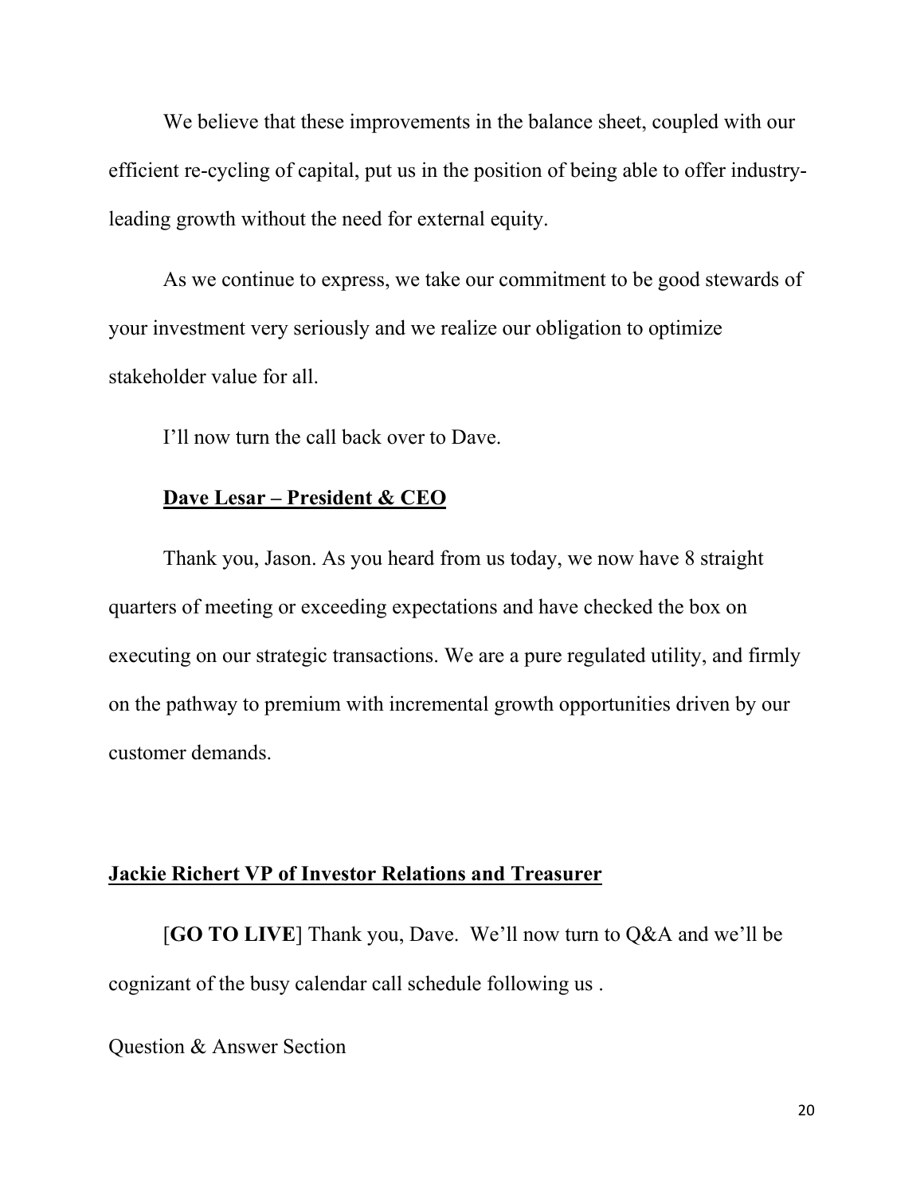We believe that these improvements in the balance sheet, coupled with our efficient re-cycling of capital, put us in the position of being able to offer industry-leading growth without the need for external equity.

As we continue to express, we take our commitment to be good stewards of your investment very seriously and we realize our obligation to optimize stakeholder value for all.

I'll now turn the call back over to Dave.

**Dave Lesar – President & CEO**

Thank you, Jason. As you heard from us today, we now have 8 straight quarters of meeting or exceeding expectations and have checked the box on executing on our strategic transactions. We are a pure regulated utility, and firmly on the pathway to premium with incremental growth opportunities driven by our customer demands.

**Jackie Richert VP of Investor Relations and Treasurer**

[**GO TO LIVE**] Thank you, Dave. We'll now turn to Q&A and we'll be cognizant of the busy calendar call schedule following us .

Question & Answer Section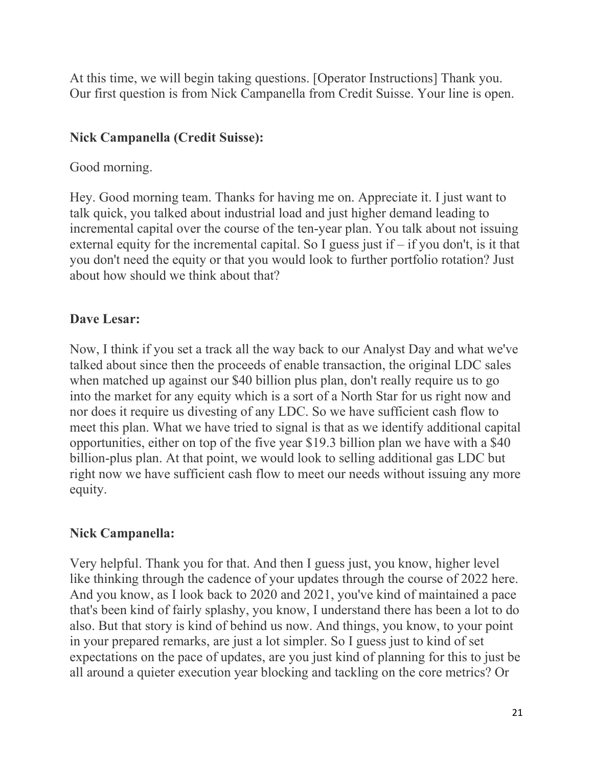At this time, we will begin taking questions. [Operator Instructions] Thank you. Our first question is from Nick Campanella from Credit Suisse. Your line is open.

**Nick Campanella (Credit Suisse):**

Good morning.

Hey. Good morning team. Thanks for having me on. Appreciate it. I just want to talk quick, you talked about industrial load and just higher demand leading to incremental capital over the course of the ten-year plan. You talk about not issuing external equity for the incremental capital. So I guess just if – if you don't, is it that you don't need the equity or that you would look to further portfolio rotation? Just about how should we think about that?

**Dave Lesar:**

Now, I think if you set a track all the way back to our Analyst Day and what we've talked about since then the proceeds of enable transaction, the original LDC sales when matched up against our $40 billion plus plan, don't really require us to go into the market for any equity which is a sort of a North Star for us right now and nor does it require us divesting of any LDC. So we have sufficient cash flow to meet this plan. What we have tried to signal is that as we identify additional capital opportunities, either on top of the five year $19.3 billion plan we have with a $40 billion-plus plan. At that point, we would look to selling additional gas LDC but right now we have sufficient cash flow to meet our needs without issuing any more equity.

**Nick Campanella:**

Very helpful. Thank you for that. And then I guess just, you know, higher level like thinking through the cadence of your updates through the course of 2022 here. And you know, as I look back to 2020 and 2021, you've kind of maintained a pace that's been kind of fairly splashy, you know, I understand there has been a lot to do also. But that story is kind of behind us now. And things, you know, to your point in your prepared remarks, are just a lot simpler. So I guess just to kind of set expectations on the pace of updates, are you just kind of planning for this to just be all around a quieter execution year blocking and tackling on the core metrics? Or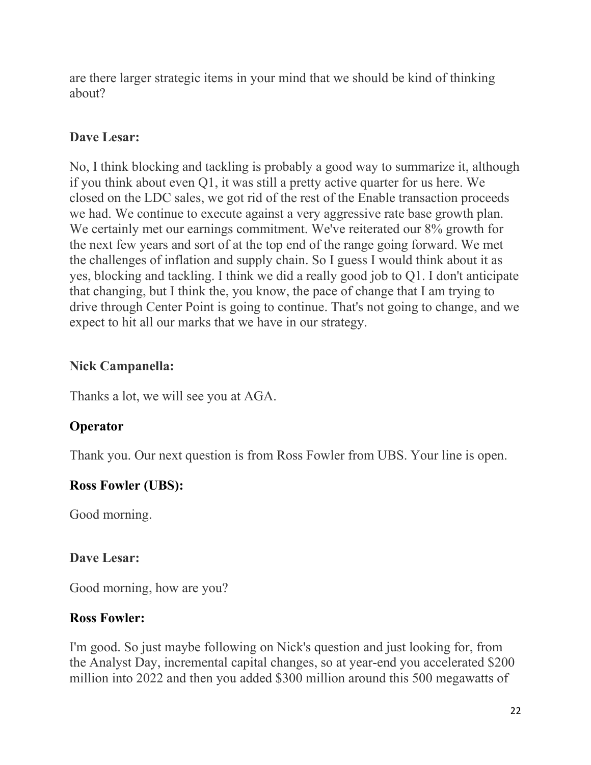are there larger strategic items in your mind that we should be kind of thinking about?

**Dave Lesar:**

No, I think blocking and tackling is probably a good way to summarize it, although if you think about even Q1, it was still a pretty active quarter for us here. We closed on the LDC sales, we got rid of the rest of the Enable transaction proceeds we had. We continue to execute against a very aggressive rate base growth plan. We certainly met our earnings commitment. We've reiterated our 8% growth for the next few years and sort of at the top end of the range going forward. We met the challenges of inflation and supply chain. So I guess I would think about it as yes, blocking and tackling. I think we did a really good job to Q1. I don't anticipate that changing, but I think the, you know, the pace of change that I am trying to drive through Center Point is going to continue. That's not going to change, and we expect to hit all our marks that we have in our strategy.

**Nick Campanella:**

Thanks a lot, we will see you at AGA.

**Operator**

Thank you. Our next question is from Ross Fowler from UBS. Your line is open.

**Ross Fowler (UBS):**

Good morning.

**Dave Lesar:**

Good morning, how are you?

**Ross Fowler:**

I'm good. So just maybe following on Nick's question and just looking for, from the Analyst Day, incremental capital changes, so at year-end you accelerated $200 million into 2022 and then you added $300 million around this 500 megawatts of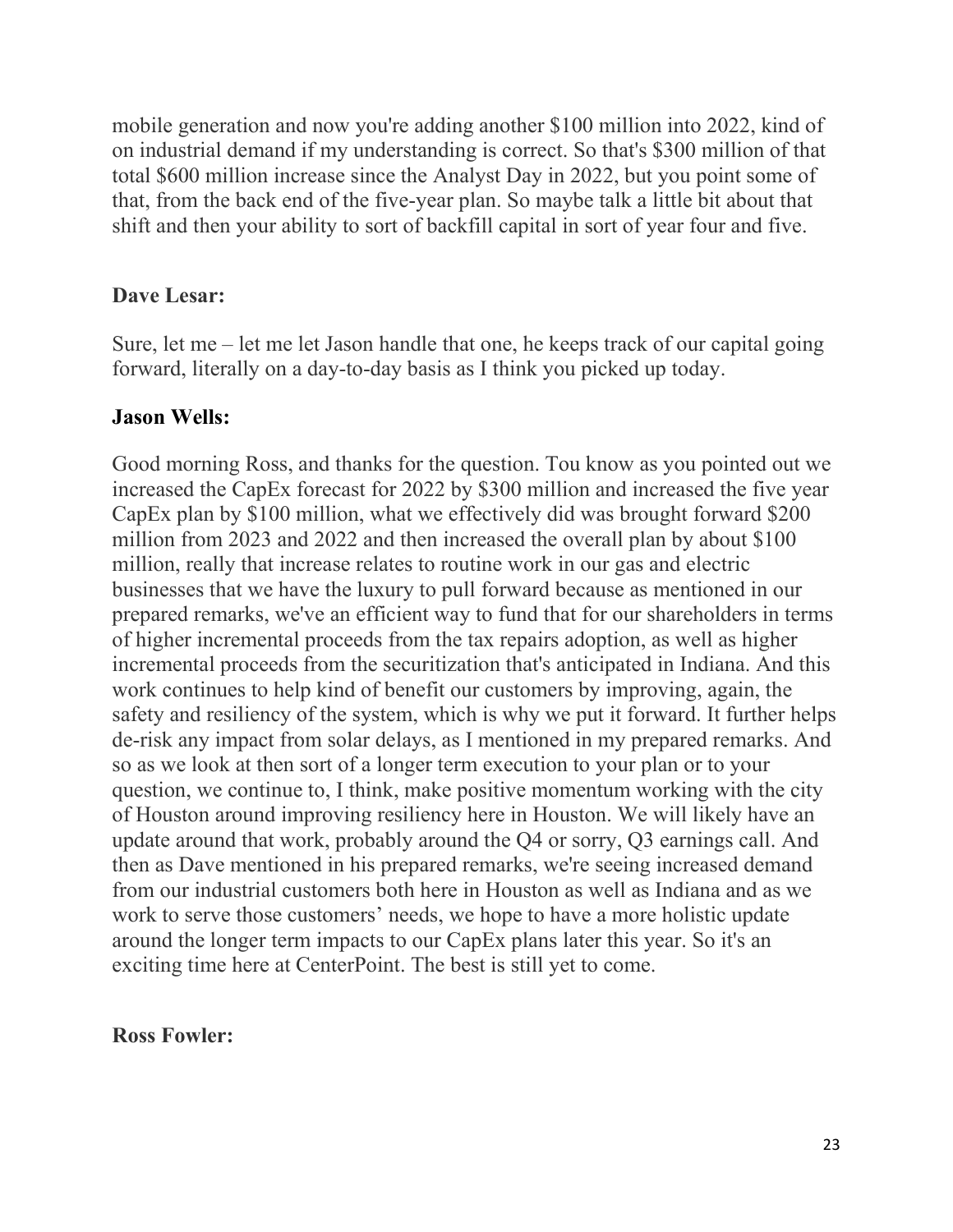mobile generation and now you're adding another $100 million into 2022, kind of on industrial demand if my understanding is correct. So that's $300 million of that total $600 million increase since the Analyst Day in 2022, but you point some of that, from the back end of the five-year plan. So maybe talk a little bit about that shift and then your ability to sort of backfill capital in sort of year four and five.

**Dave Lesar:**

Sure, let me – let me let Jason handle that one, he keeps track of our capital going forward, literally on a day-to-day basis as I think you picked up today.

**Jason Wells:**

Good morning Ross, and thanks for the question. Tou know as you pointed out we increased the CapEx forecast for 2022 by $300 million and increased the five year CapEx plan by $100 million, what we effectively did was brought forward $200 million from 2023 and 2022 and then increased the overall plan by about $100 million, really that increase relates to routine work in our gas and electric businesses that we have the luxury to pull forward because as mentioned in our prepared remarks, we've an efficient way to fund that for our shareholders in terms of higher incremental proceeds from the tax repairs adoption, as well as higher incremental proceeds from the securitization that's anticipated in Indiana. And this work continues to help kind of benefit our customers by improving, again, the safety and resiliency of the system, which is why we put it forward. It further helps de-risk any impact from solar delays, as I mentioned in my prepared remarks. And so as we look at then sort of a longer term execution to your plan or to your question, we continue to, I think, make positive momentum working with the city of Houston around improving resiliency here in Houston. We will likely have an update around that work, probably around the Q4 or sorry, Q3 earnings call. And then as Dave mentioned in his prepared remarks, we're seeing increased demand from our industrial customers both here in Houston as well as Indiana and as we work to serve those customers' needs, we hope to have a more holistic update around the longer term impacts to our CapEx plans later this year. So it's an exciting time here at CenterPoint. The best is still yet to come.

**Ross Fowler:**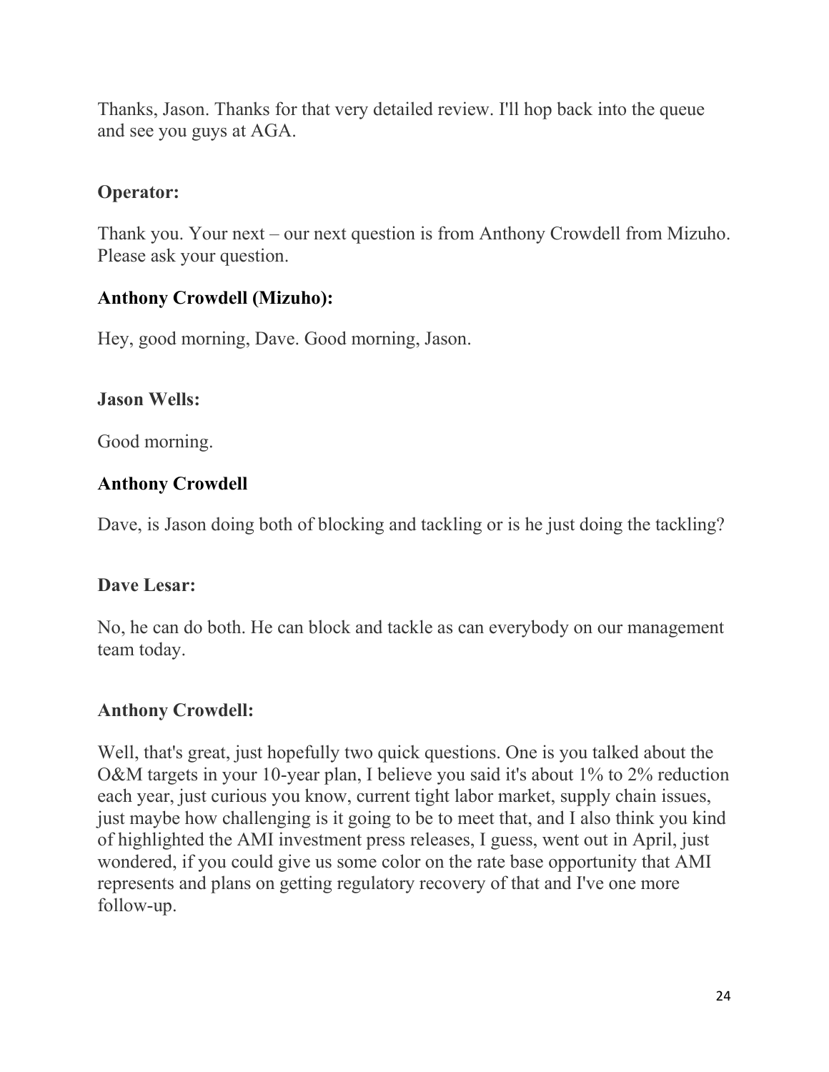Thanks, Jason. Thanks for that very detailed review. I'll hop back into the queue and see you guys at AGA.

**Operator:**

Thank you. Your next – our next question is from Anthony Crowdell from Mizuho. Please ask your question.

**Anthony Crowdell (Mizuho):**

Hey, good morning, Dave. Good morning, Jason.

**Jason Wells:**

Good morning.

**Anthony Crowdell**

Dave, is Jason doing both of blocking and tackling or is he just doing the tackling?

**Dave Lesar:**

No, he can do both. He can block and tackle as can everybody on our management team today.

**Anthony Crowdell:**

Well, that's great, just hopefully two quick questions. One is you talked about the O&M targets in your 10-year plan, I believe you said it's about 1% to 2% reduction each year, just curious you know, current tight labor market, supply chain issues, just maybe how challenging is it going to be to meet that, and I also think you kind of highlighted the AMI investment press releases, I guess, went out in April, just wondered, if you could give us some color on the rate base opportunity that AMI represents and plans on getting regulatory recovery of that and I've one more follow-up.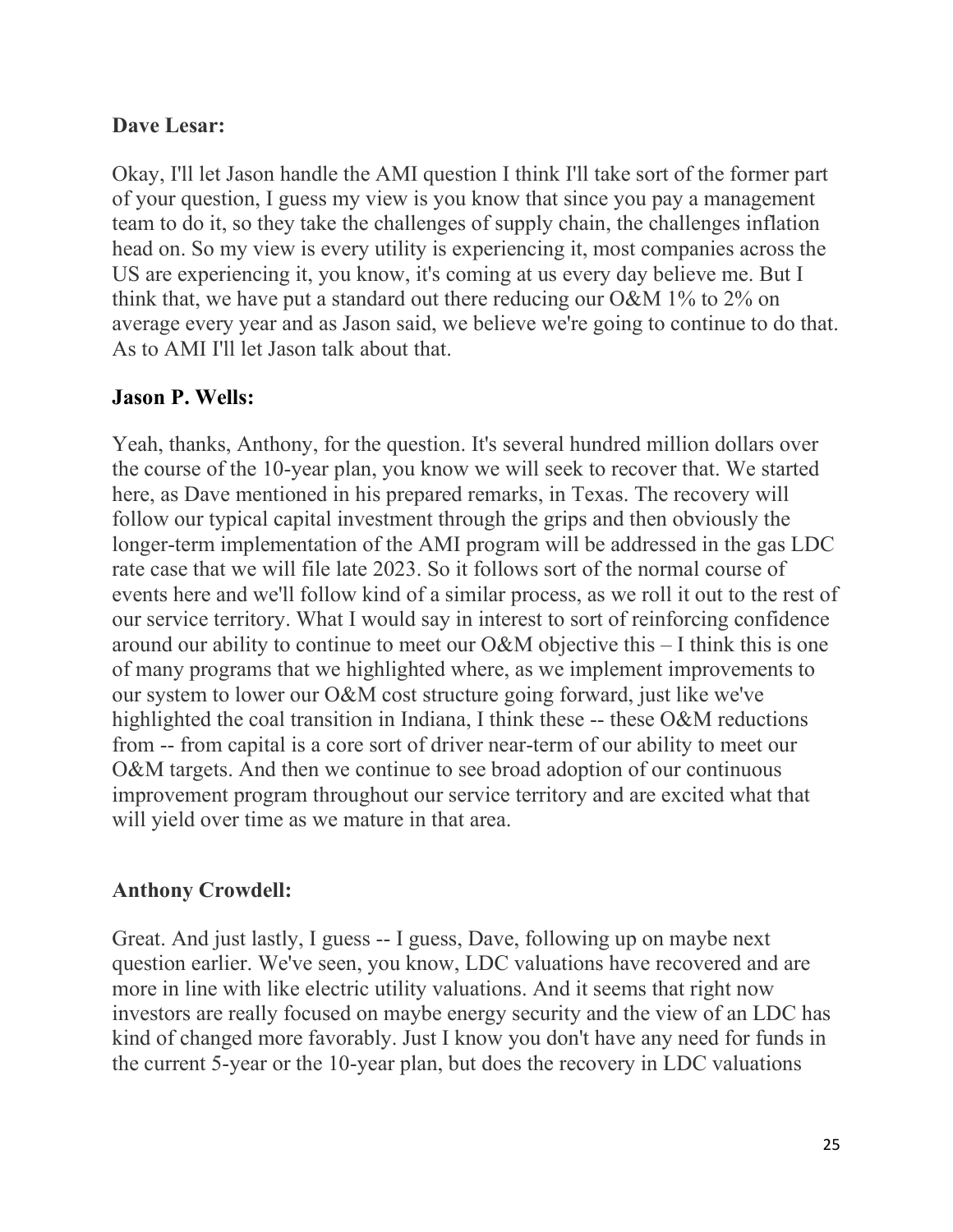**Dave Lesar:**

Okay, I'll let Jason handle the AMI question I think I'll take sort of the former part of your question, I guess my view is you know that since you pay a management team to do it, so they take the challenges of supply chain, the challenges inflation head on. So my view is every utility is experiencing it, most companies across the US are experiencing it, you know, it's coming at us every day believe me. But I think that, we have put a standard out there reducing our O&M 1% to 2% on average every year and as Jason said, we believe we're going to continue to do that. As to AMI I'll let Jason talk about that.

**Jason P. Wells:**

Yeah, thanks, Anthony, for the question. It's several hundred million dollars over the course of the 10-year plan, you know we will seek to recover that. We started here, as Dave mentioned in his prepared remarks, in Texas. The recovery will follow our typical capital investment through the grips and then obviously the longer-term implementation of the AMI program will be addressed in the gas LDC rate case that we will file late 2023. So it follows sort of the normal course of events here and we'll follow kind of a similar process, as we roll it out to the rest of our service territory. What I would say in interest to sort of reinforcing confidence around our ability to continue to meet our O&M objective this – I think this is one of many programs that we highlighted where, as we implement improvements to our system to lower our O&M cost structure going forward, just like we've highlighted the coal transition in Indiana, I think these -- these O&M reductions from -- from capital is a core sort of driver near-term of our ability to meet our O&M targets. And then we continue to see broad adoption of our continuous improvement program throughout our service territory and are excited what that will yield over time as we mature in that area.

**Anthony Crowdell:**

Great. And just lastly, I guess -- I guess, Dave, following up on maybe next question earlier. We've seen, you know, LDC valuations have recovered and are more in line with like electric utility valuations. And it seems that right now investors are really focused on maybe energy security and the view of an LDC has kind of changed more favorably. Just I know you don't have any need for funds in the current 5-year or the 10-year plan, but does the recovery in LDC valuations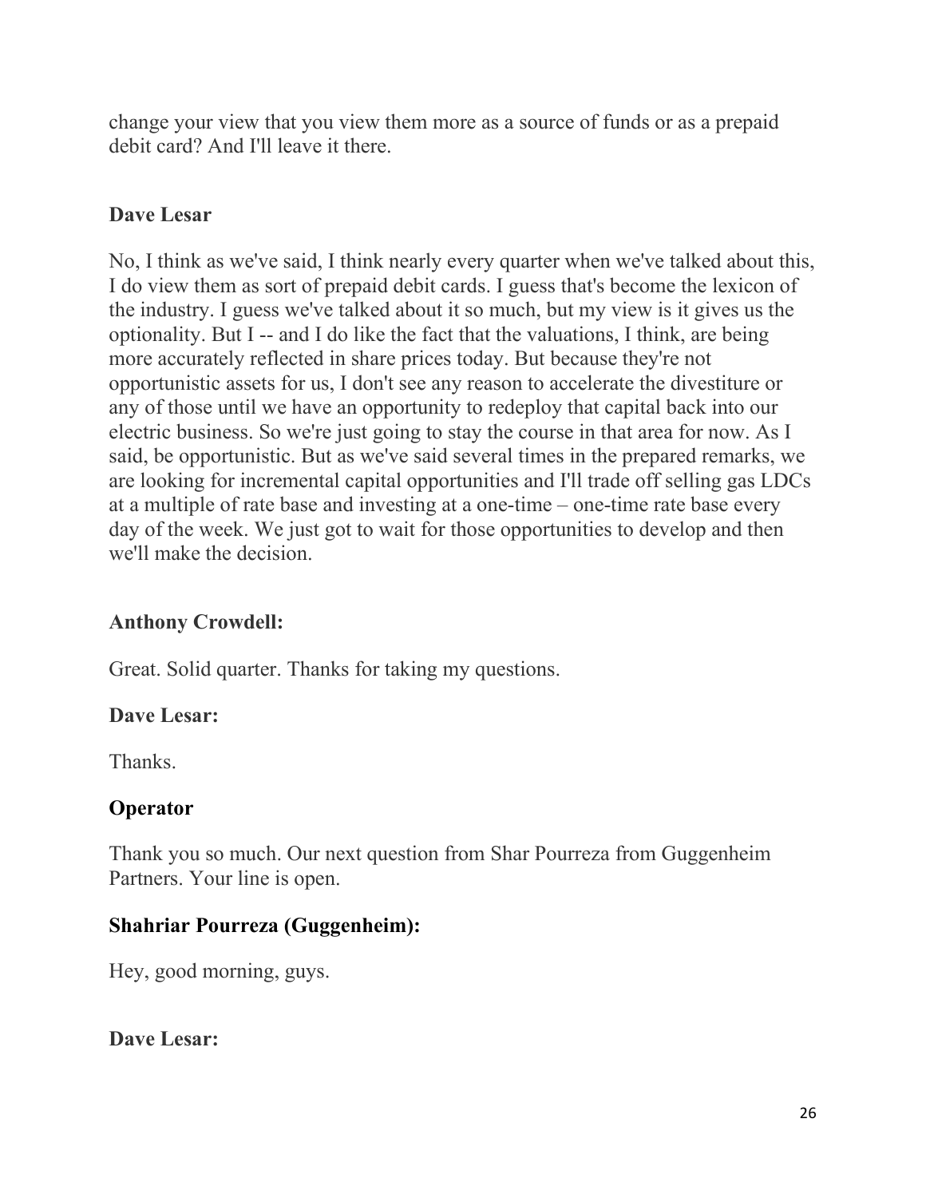change your view that you view them more as a source of funds or as a prepaid debit card? And I'll leave it there.

**Dave Lesar**

No, I think as we've said, I think nearly every quarter when we've talked about this, I do view them as sort of prepaid debit cards. I guess that's become the lexicon of the industry. I guess we've talked about it so much, but my view is it gives us the optionality. But I -- and I do like the fact that the valuations, I think, are being more accurately reflected in share prices today. But because they're not opportunistic assets for us, I don't see any reason to accelerate the divestiture or any of those until we have an opportunity to redeploy that capital back into our electric business. So we're just going to stay the course in that area for now. As I said, be opportunistic. But as we've said several times in the prepared remarks, we are looking for incremental capital opportunities and I'll trade off selling gas LDCs at a multiple of rate base and investing at a one-time – one-time rate base every day of the week. We just got to wait for those opportunities to develop and then we'll make the decision.

**Anthony Crowdell:**

Great. Solid quarter. Thanks for taking my questions.

**Dave Lesar:**

Thanks.

**Operator**

Thank you so much. Our next question from Shar Pourreza from Guggenheim Partners. Your line is open.

**Shahriar Pourreza (Guggenheim):**

Hey, good morning, guys.

**Dave Lesar:**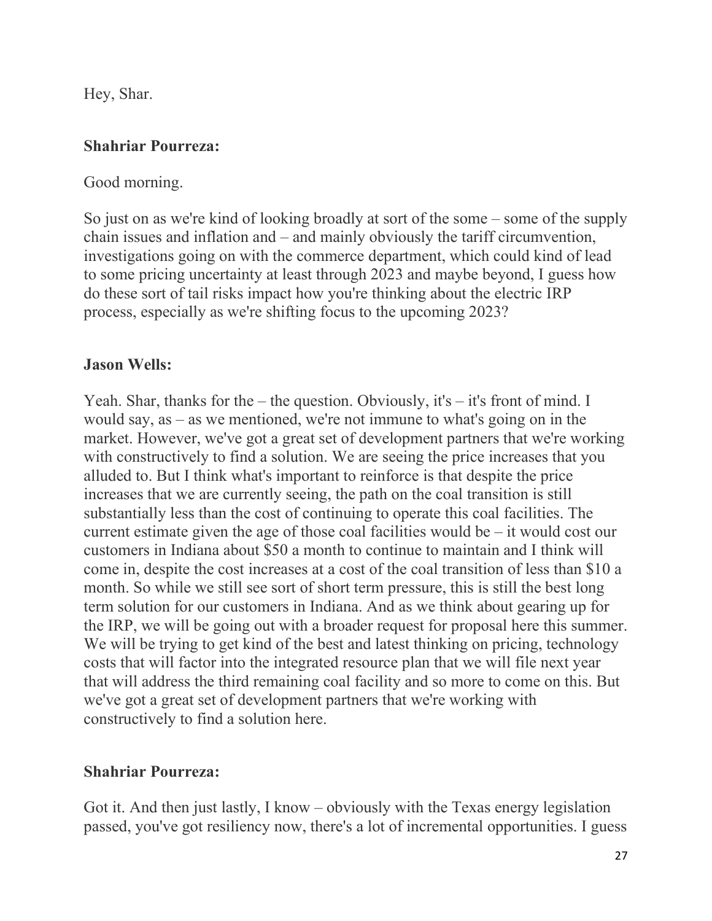Hey, Shar.

**Shahriar Pourreza:**

Good morning.

So just on as we're kind of looking broadly at sort of the some – some of the supply chain issues and inflation and – and mainly obviously the tariff circumvention, investigations going on with the commerce department, which could kind of lead to some pricing uncertainty at least through 2023 and maybe beyond, I guess how do these sort of tail risks impact how you're thinking about the electric IRP process, especially as we're shifting focus to the upcoming 2023?

**Jason Wells:**

Yeah. Shar, thanks for the – the question. Obviously, it's – it's front of mind. I would say, as – as we mentioned, we're not immune to what's going on in the market. However, we've got a great set of development partners that we're working with constructively to find a solution. We are seeing the price increases that you alluded to. But I think what's important to reinforce is that despite the price increases that we are currently seeing, the path on the coal transition is still substantially less than the cost of continuing to operate this coal facilities. The current estimate given the age of those coal facilities would be – it would cost our customers in Indiana about $50 a month to continue to maintain and I think will come in, despite the cost increases at a cost of the coal transition of less than $10 a month. So while we still see sort of short term pressure, this is still the best long term solution for our customers in Indiana. And as we think about gearing up for the IRP, we will be going out with a broader request for proposal here this summer. We will be trying to get kind of the best and latest thinking on pricing, technology costs that will factor into the integrated resource plan that we will file next year that will address the third remaining coal facility and so more to come on this. But we've got a great set of development partners that we're working with constructively to find a solution here.

**Shahriar Pourreza:**

Got it. And then just lastly, I know – obviously with the Texas energy legislation passed, you've got resiliency now, there's a lot of incremental opportunities. I guess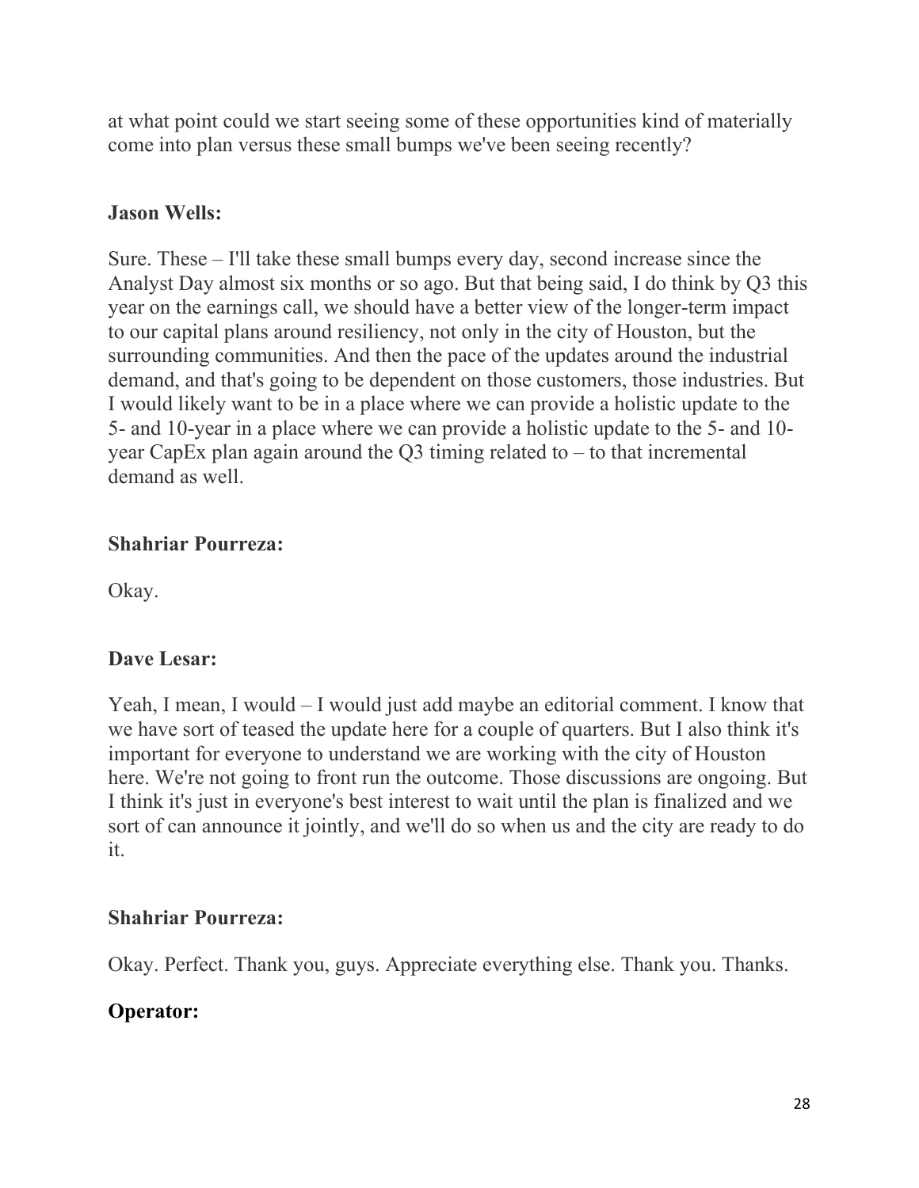at what point could we start seeing some of these opportunities kind of materially come into plan versus these small bumps we've been seeing recently?

**Jason Wells:**

Sure. These – I'll take these small bumps every day, second increase since the Analyst Day almost six months or so ago. But that being said, I do think by Q3 this year on the earnings call, we should have a better view of the longer-term impact to our capital plans around resiliency, not only in the city of Houston, but the surrounding communities. And then the pace of the updates around the industrial demand, and that's going to be dependent on those customers, those industries. But I would likely want to be in a place where we can provide a holistic update to the 5- and 10-year in a place where we can provide a holistic update to the 5- and 10-year CapEx plan again around the Q3 timing related to – to that incremental demand as well.

**Shahriar Pourreza:**

Okay.

**Dave Lesar:**

Yeah, I mean, I would – I would just add maybe an editorial comment. I know that we have sort of teased the update here for a couple of quarters. But I also think it's important for everyone to understand we are working with the city of Houston here. We're not going to front run the outcome. Those discussions are ongoing. But I think it's just in everyone's best interest to wait until the plan is finalized and we sort of can announce it jointly, and we'll do so when us and the city are ready to do it.

**Shahriar Pourreza:**

Okay. Perfect. Thank you, guys. Appreciate everything else. Thank you. Thanks.

**Operator:**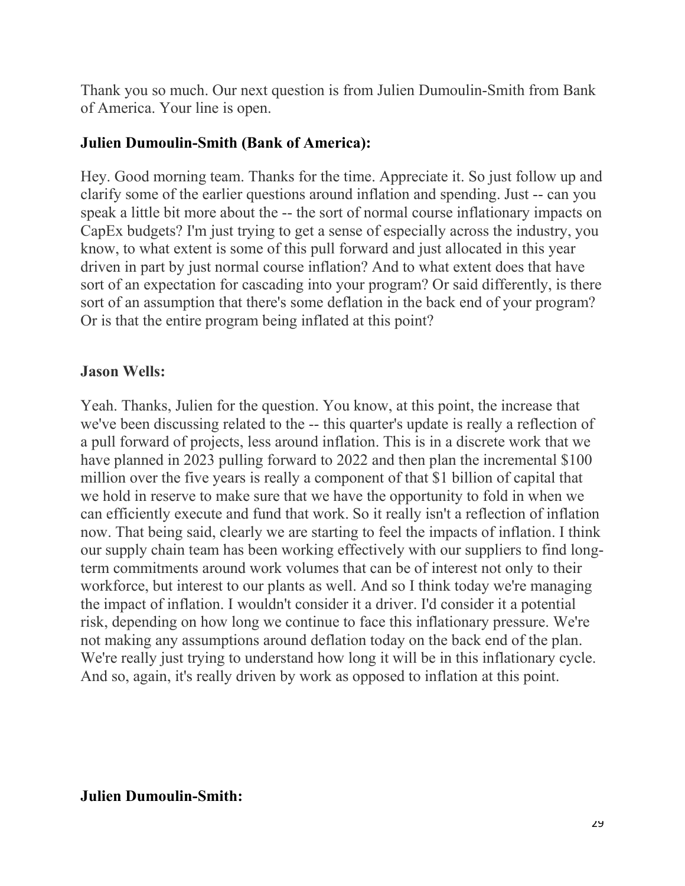Thank you so much. Our next question is from Julien Dumoulin-Smith from Bank of America. Your line is open.

**Julien Dumoulin-Smith (Bank of America):**

Hey. Good morning team. Thanks for the time. Appreciate it. So just follow up and clarify some of the earlier questions around inflation and spending. Just -- can you speak a little bit more about the -- the sort of normal course inflationary impacts on CapEx budgets? I'm just trying to get a sense of especially across the industry, you know, to what extent is some of this pull forward and just allocated in this year driven in part by just normal course inflation? And to what extent does that have sort of an expectation for cascading into your program? Or said differently, is there sort of an assumption that there's some deflation in the back end of your program? Or is that the entire program being inflated at this point?

**Jason Wells:**

Yeah. Thanks, Julien for the question. You know, at this point, the increase that we've been discussing related to the -- this quarter's update is really a reflection of a pull forward of projects, less around inflation. This is in a discrete work that we have planned in 2023 pulling forward to 2022 and then plan the incremental $100 million over the five years is really a component of that $1 billion of capital that we hold in reserve to make sure that we have the opportunity to fold in when we can efficiently execute and fund that work. So it really isn't a reflection of inflation now. That being said, clearly we are starting to feel the impacts of inflation. I think our supply chain team has been working effectively with our suppliers to find long-term commitments around work volumes that can be of interest not only to their workforce, but interest to our plants as well. And so I think today we're managing the impact of inflation. I wouldn't consider it a driver. I'd consider it a potential risk, depending on how long we continue to face this inflationary pressure. We're not making any assumptions around deflation today on the back end of the plan. We're really just trying to understand how long it will be in this inflationary cycle. And so, again, it's really driven by work as opposed to inflation at this point.

**Julien Dumoulin-Smith:**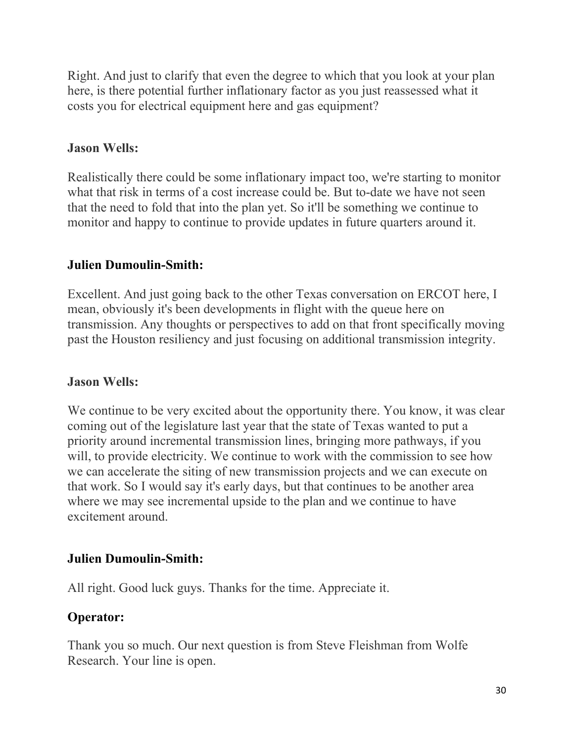Right. And just to clarify that even the degree to which that you look at your plan here, is there potential further inflationary factor as you just reassessed what it costs you for electrical equipment here and gas equipment?

**Jason Wells:**

Realistically there could be some inflationary impact too, we're starting to monitor what that risk in terms of a cost increase could be. But to-date we have not seen that the need to fold that into the plan yet. So it'll be something we continue to monitor and happy to continue to provide updates in future quarters around it.

**Julien Dumoulin-Smith:**

Excellent. And just going back to the other Texas conversation on ERCOT here, I mean, obviously it's been developments in flight with the queue here on transmission. Any thoughts or perspectives to add on that front specifically moving past the Houston resiliency and just focusing on additional transmission integrity.

**Jason Wells:**

We continue to be very excited about the opportunity there. You know, it was clear coming out of the legislature last year that the state of Texas wanted to put a priority around incremental transmission lines, bringing more pathways, if you will, to provide electricity. We continue to work with the commission to see how we can accelerate the siting of new transmission projects and we can execute on that work. So I would say it's early days, but that continues to be another area where we may see incremental upside to the plan and we continue to have excitement around.

**Julien Dumoulin-Smith:**

All right. Good luck guys. Thanks for the time. Appreciate it.

**Operator:**

Thank you so much. Our next question is from Steve Fleishman from Wolfe Research. Your line is open.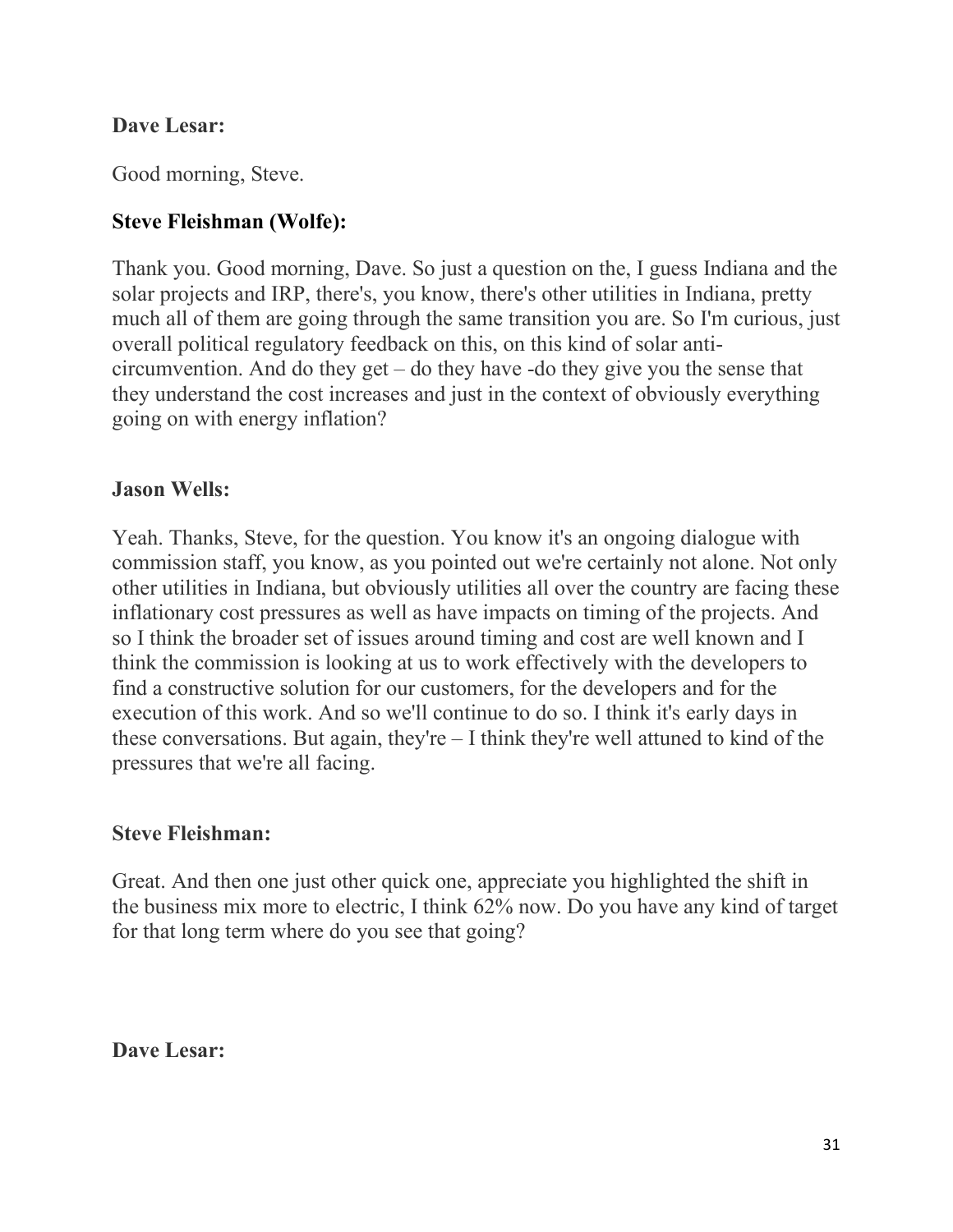**Dave Lesar:**

Good morning, Steve.

**Steve Fleishman (Wolfe):**

Thank you. Good morning, Dave. So just a question on the, I guess Indiana and the solar projects and IRP, there's, you know, there's other utilities in Indiana, pretty much all of them are going through the same transition you are. So I'm curious, just overall political regulatory feedback on this, on this kind of solar anti-circumvention. And do they get – do they have -do they give you the sense that they understand the cost increases and just in the context of obviously everything going on with energy inflation?

**Jason Wells:**

Yeah. Thanks, Steve, for the question. You know it's an ongoing dialogue with commission staff, you know, as you pointed out we're certainly not alone. Not only other utilities in Indiana, but obviously utilities all over the country are facing these inflationary cost pressures as well as have impacts on timing of the projects. And so I think the broader set of issues around timing and cost are well known and I think the commission is looking at us to work effectively with the developers to find a constructive solution for our customers, for the developers and for the execution of this work. And so we'll continue to do so. I think it's early days in these conversations. But again, they're – I think they're well attuned to kind of the pressures that we're all facing.

**Steve Fleishman:**

Great. And then one just other quick one, appreciate you highlighted the shift in the business mix more to electric, I think 62% now. Do you have any kind of target for that long term where do you see that going?

**Dave Lesar:**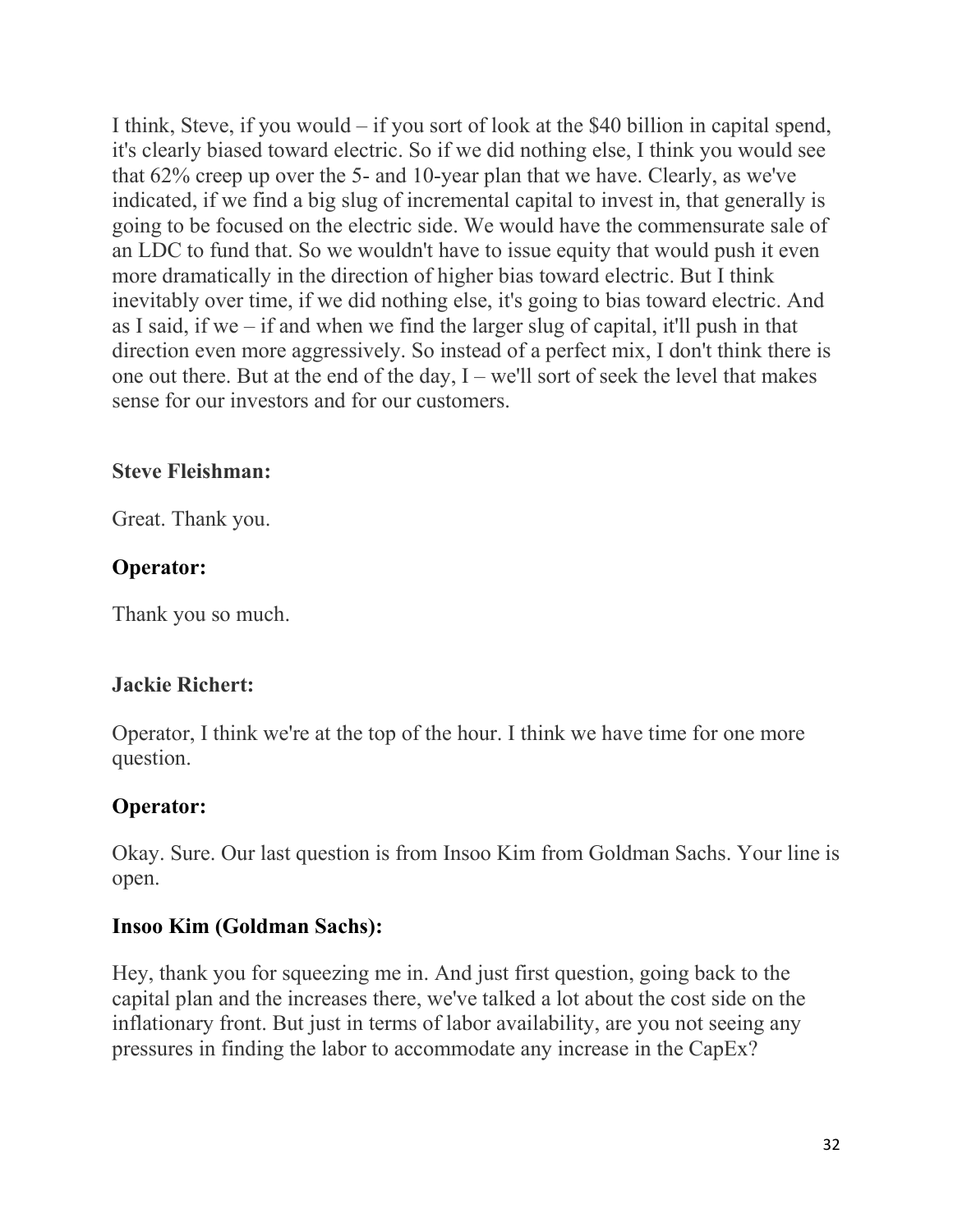I think, Steve, if you would – if you sort of look at the $40 billion in capital spend, it's clearly biased toward electric. So if we did nothing else, I think you would see that 62% creep up over the 5- and 10-year plan that we have. Clearly, as we've indicated, if we find a big slug of incremental capital to invest in, that generally is going to be focused on the electric side. We would have the commensurate sale of an LDC to fund that. So we wouldn't have to issue equity that would push it even more dramatically in the direction of higher bias toward electric. But I think inevitably over time, if we did nothing else, it's going to bias toward electric. And as I said, if we – if and when we find the larger slug of capital, it'll push in that direction even more aggressively. So instead of a perfect mix, I don't think there is one out there. But at the end of the day, I – we'll sort of seek the level that makes sense for our investors and for our customers.

**Steve Fleishman:**

Great. Thank you.

**Operator:**

Thank you so much.

**Jackie Richert:**

Operator, I think we're at the top of the hour. I think we have time for one more question.

**Operator:**

Okay. Sure. Our last question is from Insoo Kim from Goldman Sachs. Your line is open.

**Insoo Kim (Goldman Sachs):**

Hey, thank you for squeezing me in. And just first question, going back to the capital plan and the increases there, we've talked a lot about the cost side on the inflationary front. But just in terms of labor availability, are you not seeing any pressures in finding the labor to accommodate any increase in the CapEx?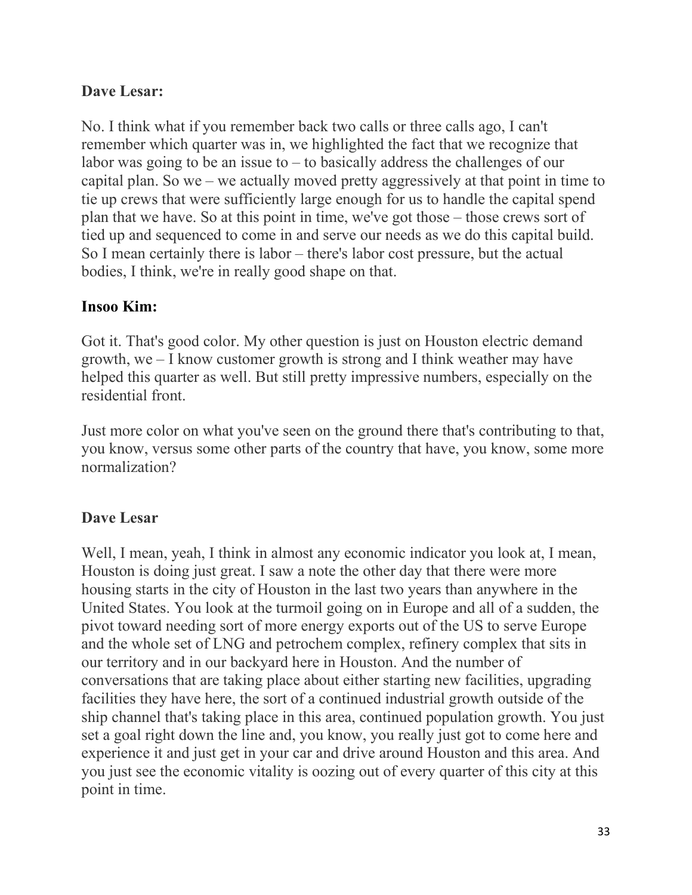**Dave Lesar:**

No. I think what if you remember back two calls or three calls ago, I can't remember which quarter was in, we highlighted the fact that we recognize that labor was going to be an issue to – to basically address the challenges of our capital plan. So we – we actually moved pretty aggressively at that point in time to tie up crews that were sufficiently large enough for us to handle the capital spend plan that we have. So at this point in time, we've got those – those crews sort of tied up and sequenced to come in and serve our needs as we do this capital build. So I mean certainly there is labor – there's labor cost pressure, but the actual bodies, I think, we're in really good shape on that.

**Insoo Kim:**

Got it. That's good color. My other question is just on Houston electric demand growth, we – I know customer growth is strong and I think weather may have helped this quarter as well. But still pretty impressive numbers, especially on the residential front.

Just more color on what you've seen on the ground there that's contributing to that, you know, versus some other parts of the country that have, you know, some more normalization?

**Dave Lesar**

Well, I mean, yeah, I think in almost any economic indicator you look at, I mean, Houston is doing just great. I saw a note the other day that there were more housing starts in the city of Houston in the last two years than anywhere in the United States. You look at the turmoil going on in Europe and all of a sudden, the pivot toward needing sort of more energy exports out of the US to serve Europe and the whole set of LNG and petrochem complex, refinery complex that sits in our territory and in our backyard here in Houston. And the number of conversations that are taking place about either starting new facilities, upgrading facilities they have here, the sort of a continued industrial growth outside of the ship channel that's taking place in this area, continued population growth. You just set a goal right down the line and, you know, you really just got to come here and experience it and just get in your car and drive around Houston and this area. And you just see the economic vitality is oozing out of every quarter of this city at this point in time.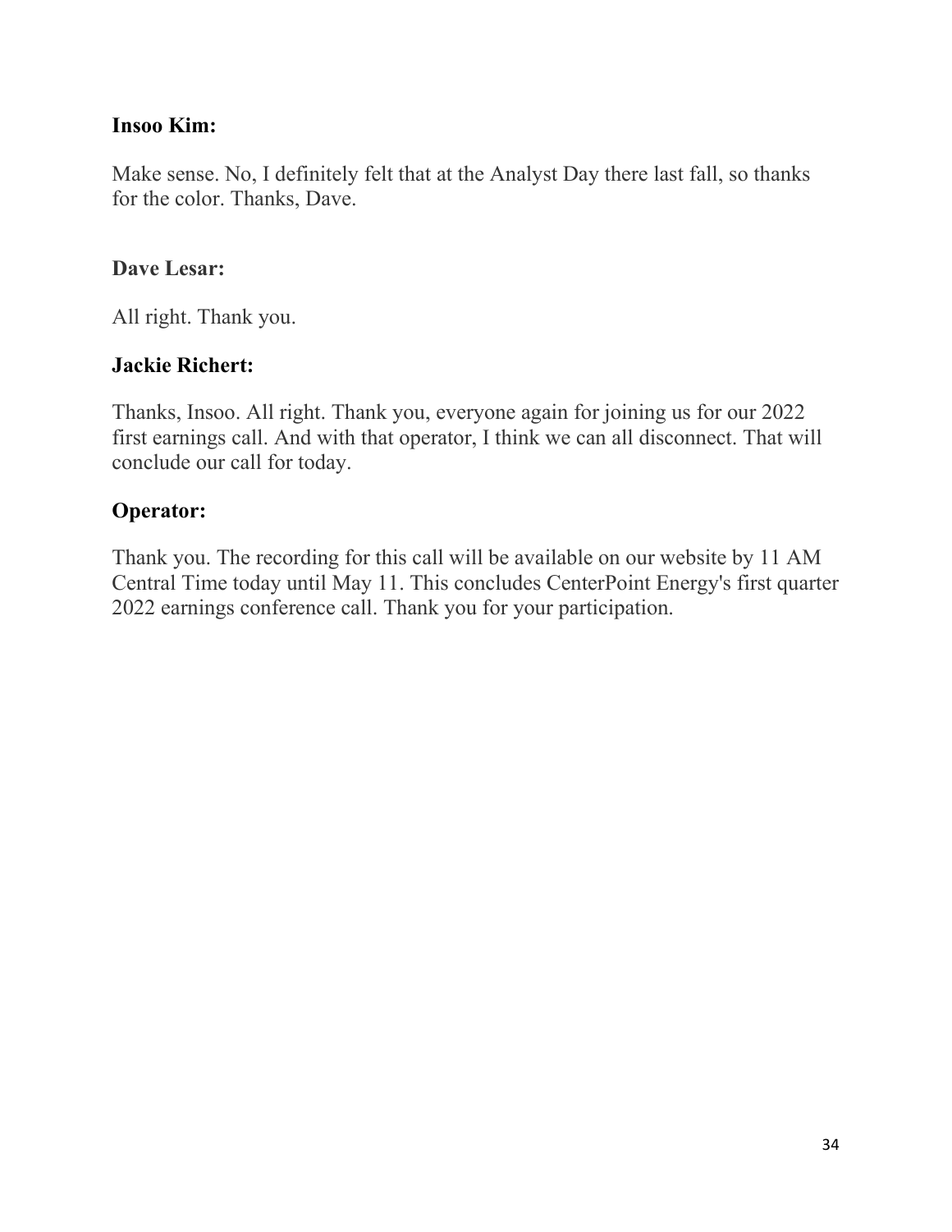**Insoo Kim:**

Make sense. No, I definitely felt that at the Analyst Day there last fall, so thanks for the color. Thanks, Dave.

**Dave Lesar:**

All right. Thank you.

**Jackie Richert:**

Thanks, Insoo. All right. Thank you, everyone again for joining us for our 2022 first earnings call. And with that operator, I think we can all disconnect. That will conclude our call for today.

**Operator:**

Thank you. The recording for this call will be available on our website by 11 AM Central Time today until May 11. This concludes CenterPoint Energy's first quarter 2022 earnings conference call. Thank you for your participation.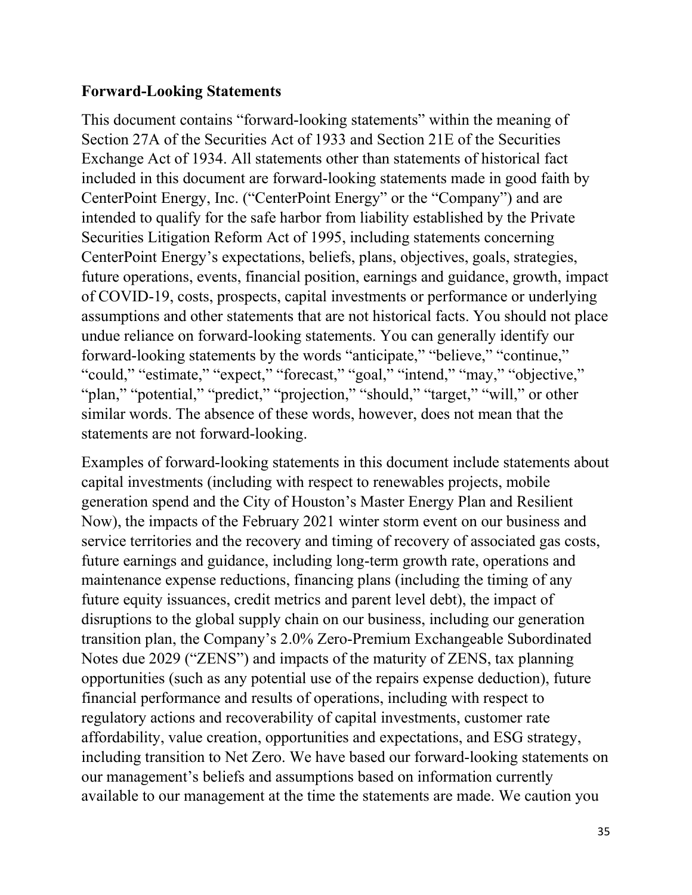## Forward-Looking Statements

This document contains "forward-looking statements" within the meaning of Section 27A of the Securities Act of 1933 and Section 21E of the Securities Exchange Act of 1934. All statements other than statements of historical fact included in this document are forward-looking statements made in good faith by CenterPoint Energy, Inc. ("CenterPoint Energy" or the "Company") and are intended to qualify for the safe harbor from liability established by the Private Securities Litigation Reform Act of 1995, including statements concerning CenterPoint Energy's expectations, beliefs, plans, objectives, goals, strategies, future operations, events, financial position, earnings and guidance, growth, impact of COVID-19, costs, prospects, capital investments or performance or underlying assumptions and other statements that are not historical facts. You should not place undue reliance on forward-looking statements. You can generally identify our forward-looking statements by the words "anticipate," "believe," "continue," "could," "estimate," "expect," "forecast," "goal," "intend," "may," "objective," "plan," "potential," "predict," "projection," "should," "target," "will," or other similar words. The absence of these words, however, does not mean that the statements are not forward-looking.

Examples of forward-looking statements in this document include statements about capital investments (including with respect to renewables projects, mobile generation spend and the City of Houston's Master Energy Plan and Resilient Now), the impacts of the February 2021 winter storm event on our business and service territories and the recovery and timing of recovery of associated gas costs, future earnings and guidance, including long-term growth rate, operations and maintenance expense reductions, financing plans (including the timing of any future equity issuances, credit metrics and parent level debt), the impact of disruptions to the global supply chain on our business, including our generation transition plan, the Company's 2.0% Zero-Premium Exchangeable Subordinated Notes due 2029 ("ZENS") and impacts of the maturity of ZENS, tax planning opportunities (such as any potential use of the repairs expense deduction), future financial performance and results of operations, including with respect to regulatory actions and recoverability of capital investments, customer rate affordability, value creation, opportunities and expectations, and ESG strategy, including transition to Net Zero. We have based our forward-looking statements on our management's beliefs and assumptions based on information currently available to our management at the time the statements are made. We caution you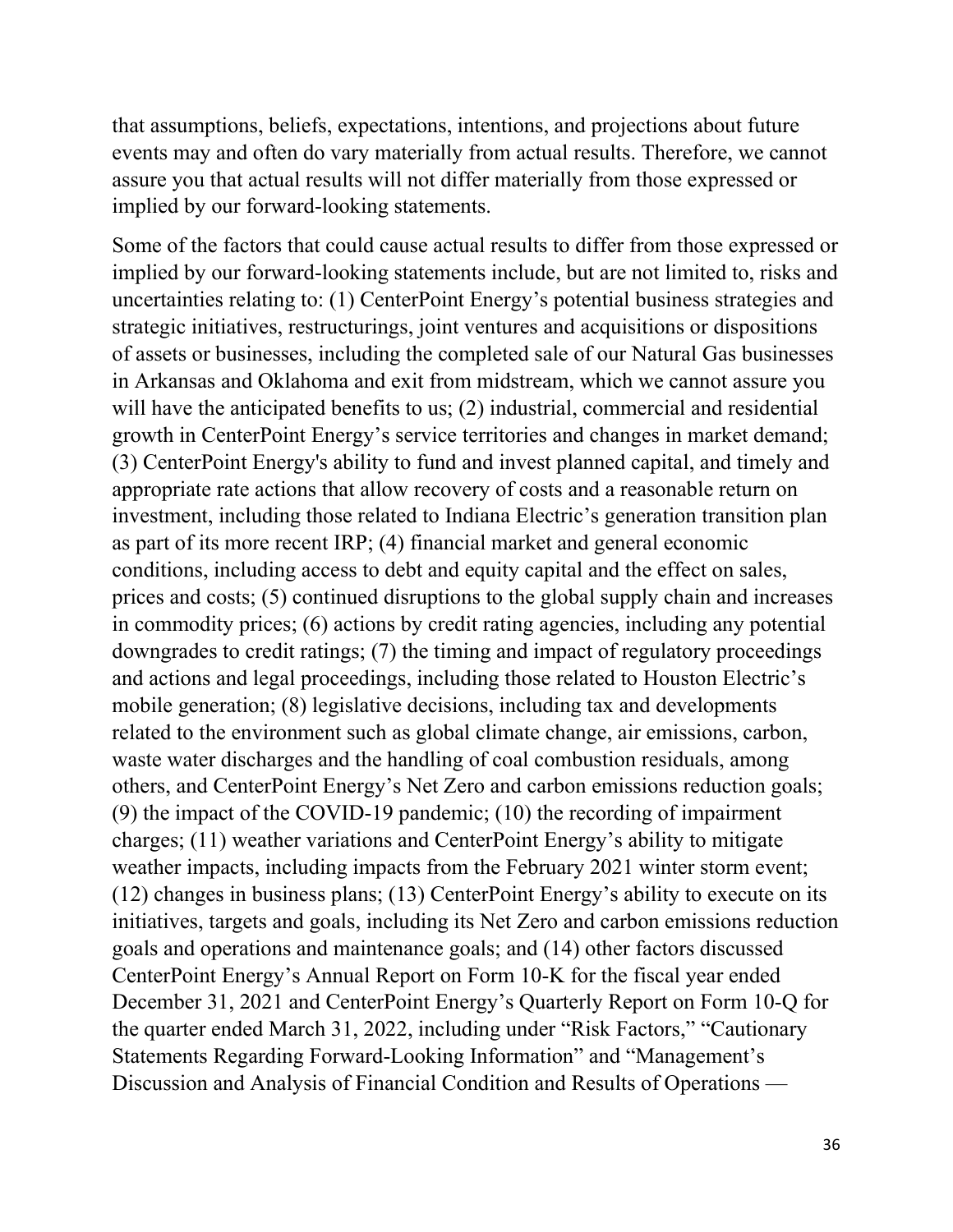that assumptions, beliefs, expectations, intentions, and projections about future events may and often do vary materially from actual results. Therefore, we cannot assure you that actual results will not differ materially from those expressed or implied by our forward-looking statements.

Some of the factors that could cause actual results to differ from those expressed or implied by our forward-looking statements include, but are not limited to, risks and uncertainties relating to: (1) CenterPoint Energy's potential business strategies and strategic initiatives, restructurings, joint ventures and acquisitions or dispositions of assets or businesses, including the completed sale of our Natural Gas businesses in Arkansas and Oklahoma and exit from midstream, which we cannot assure you will have the anticipated benefits to us; (2) industrial, commercial and residential growth in CenterPoint Energy's service territories and changes in market demand; (3) CenterPoint Energy's ability to fund and invest planned capital, and timely and appropriate rate actions that allow recovery of costs and a reasonable return on investment, including those related to Indiana Electric's generation transition plan as part of its more recent IRP; (4) financial market and general economic conditions, including access to debt and equity capital and the effect on sales, prices and costs; (5) continued disruptions to the global supply chain and increases in commodity prices; (6) actions by credit rating agencies, including any potential downgrades to credit ratings; (7) the timing and impact of regulatory proceedings and actions and legal proceedings, including those related to Houston Electric's mobile generation; (8) legislative decisions, including tax and developments related to the environment such as global climate change, air emissions, carbon, waste water discharges and the handling of coal combustion residuals, among others, and CenterPoint Energy's Net Zero and carbon emissions reduction goals; (9) the impact of the COVID-19 pandemic; (10) the recording of impairment charges; (11) weather variations and CenterPoint Energy's ability to mitigate weather impacts, including impacts from the February 2021 winter storm event; (12) changes in business plans; (13) CenterPoint Energy's ability to execute on its initiatives, targets and goals, including its Net Zero and carbon emissions reduction goals and operations and maintenance goals; and (14) other factors discussed CenterPoint Energy's Annual Report on Form 10-K for the fiscal year ended December 31, 2021 and CenterPoint Energy's Quarterly Report on Form 10-Q for the quarter ended March 31, 2022, including under "Risk Factors," "Cautionary Statements Regarding Forward-Looking Information" and "Management's Discussion and Analysis of Financial Condition and Results of Operations —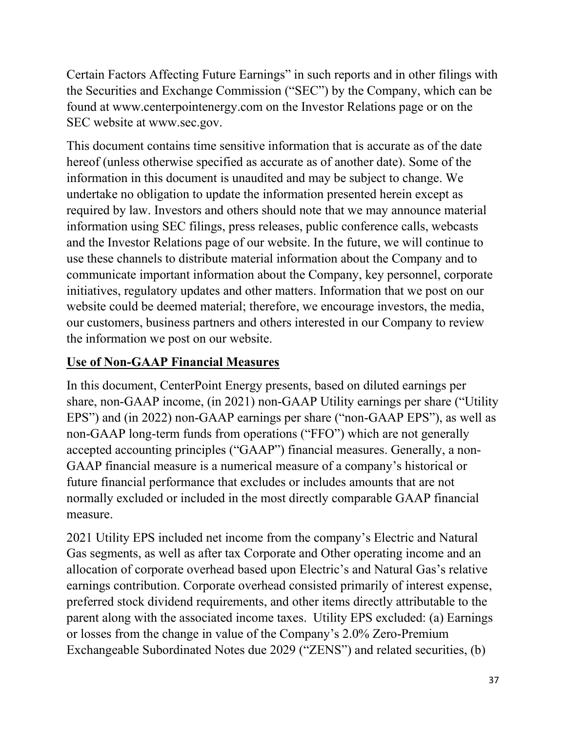Certain Factors Affecting Future Earnings" in such reports and in other filings with the Securities and Exchange Commission ("SEC") by the Company, which can be found at www.centerpointenergy.com on the Investor Relations page or on the SEC website at www.sec.gov.

This document contains time sensitive information that is accurate as of the date hereof (unless otherwise specified as accurate as of another date). Some of the information in this document is unaudited and may be subject to change. We undertake no obligation to update the information presented herein except as required by law. Investors and others should note that we may announce material information using SEC filings, press releases, public conference calls, webcasts and the Investor Relations page of our website. In the future, we will continue to use these channels to distribute material information about the Company and to communicate important information about the Company, key personnel, corporate initiatives, regulatory updates and other matters. Information that we post on our website could be deemed material; therefore, we encourage investors, the media, our customers, business partners and others interested in our Company to review the information we post on our website.

**Use of Non-GAAP Financial Measures**

In this document, CenterPoint Energy presents, based on diluted earnings per share, non-GAAP income, (in 2021) non-GAAP Utility earnings per share ("Utility EPS") and (in 2022) non-GAAP earnings per share ("non-GAAP EPS"), as well as non-GAAP long-term funds from operations ("FFO") which are not generally accepted accounting principles ("GAAP") financial measures. Generally, a non-GAAP financial measure is a numerical measure of a company's historical or future financial performance that excludes or includes amounts that are not normally excluded or included in the most directly comparable GAAP financial measure.

2021 Utility EPS included net income from the company's Electric and Natural Gas segments, as well as after tax Corporate and Other operating income and an allocation of corporate overhead based upon Electric's and Natural Gas's relative earnings contribution. Corporate overhead consisted primarily of interest expense, preferred stock dividend requirements, and other items directly attributable to the parent along with the associated income taxes. Utility EPS excluded: (a) Earnings or losses from the change in value of the Company's 2.0% Zero-Premium Exchangeable Subordinated Notes due 2029 ("ZENS") and related securities, (b)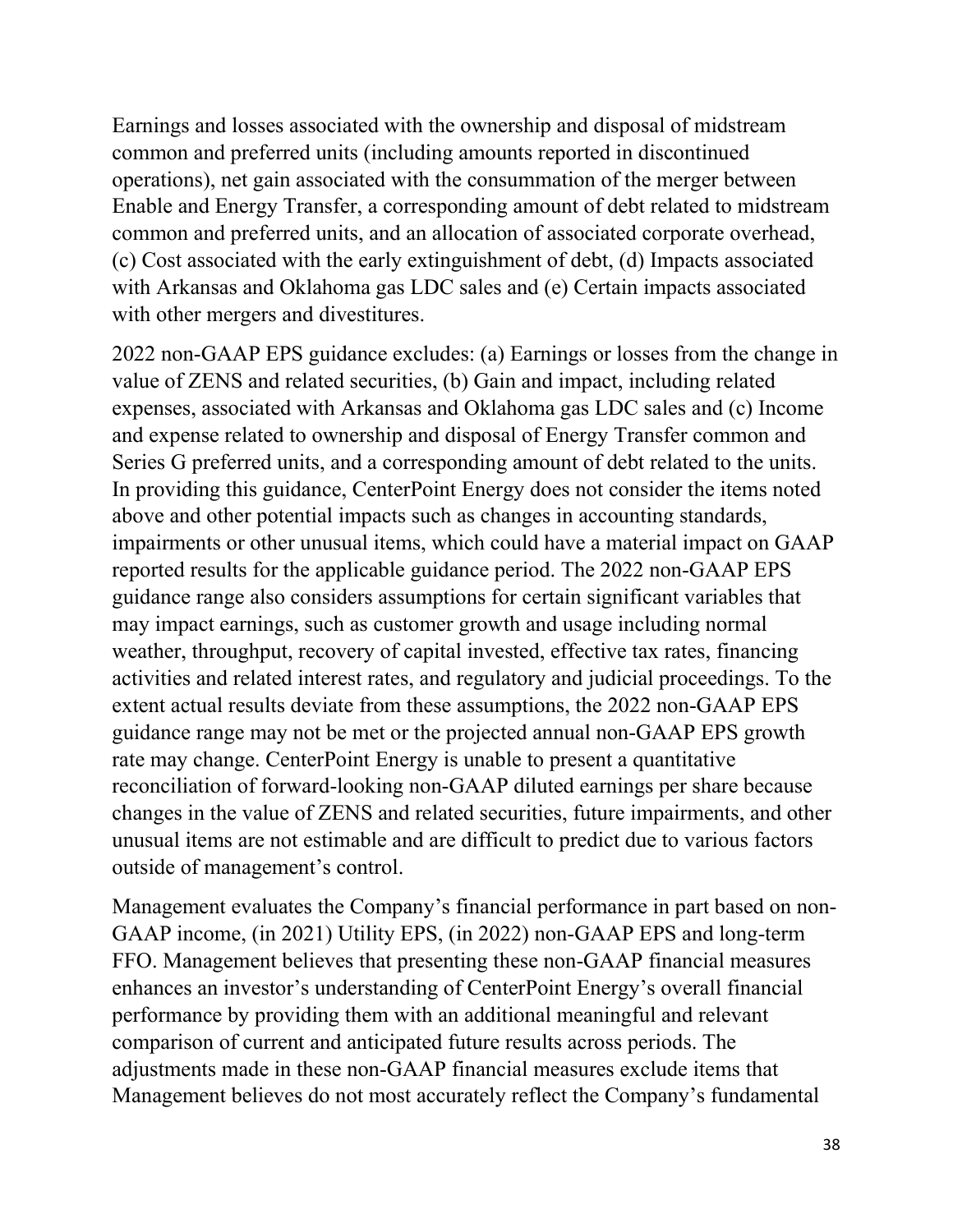Earnings and losses associated with the ownership and disposal of midstream common and preferred units (including amounts reported in discontinued operations), net gain associated with the consummation of the merger between Enable and Energy Transfer, a corresponding amount of debt related to midstream common and preferred units, and an allocation of associated corporate overhead, (c) Cost associated with the early extinguishment of debt, (d) Impacts associated with Arkansas and Oklahoma gas LDC sales and (e) Certain impacts associated with other mergers and divestitures.

2022 non-GAAP EPS guidance excludes: (a) Earnings or losses from the change in value of ZENS and related securities, (b) Gain and impact, including related expenses, associated with Arkansas and Oklahoma gas LDC sales and (c) Income and expense related to ownership and disposal of Energy Transfer common and Series G preferred units, and a corresponding amount of debt related to the units. In providing this guidance, CenterPoint Energy does not consider the items noted above and other potential impacts such as changes in accounting standards, impairments or other unusual items, which could have a material impact on GAAP reported results for the applicable guidance period. The 2022 non-GAAP EPS guidance range also considers assumptions for certain significant variables that may impact earnings, such as customer growth and usage including normal weather, throughput, recovery of capital invested, effective tax rates, financing activities and related interest rates, and regulatory and judicial proceedings. To the extent actual results deviate from these assumptions, the 2022 non-GAAP EPS guidance range may not be met or the projected annual non-GAAP EPS growth rate may change. CenterPoint Energy is unable to present a quantitative reconciliation of forward-looking non-GAAP diluted earnings per share because changes in the value of ZENS and related securities, future impairments, and other unusual items are not estimable and are difficult to predict due to various factors outside of management's control.

Management evaluates the Company's financial performance in part based on non-GAAP income, (in 2021) Utility EPS, (in 2022) non-GAAP EPS and long-term FFO. Management believes that presenting these non-GAAP financial measures enhances an investor's understanding of CenterPoint Energy's overall financial performance by providing them with an additional meaningful and relevant comparison of current and anticipated future results across periods. The adjustments made in these non-GAAP financial measures exclude items that Management believes do not most accurately reflect the Company's fundamental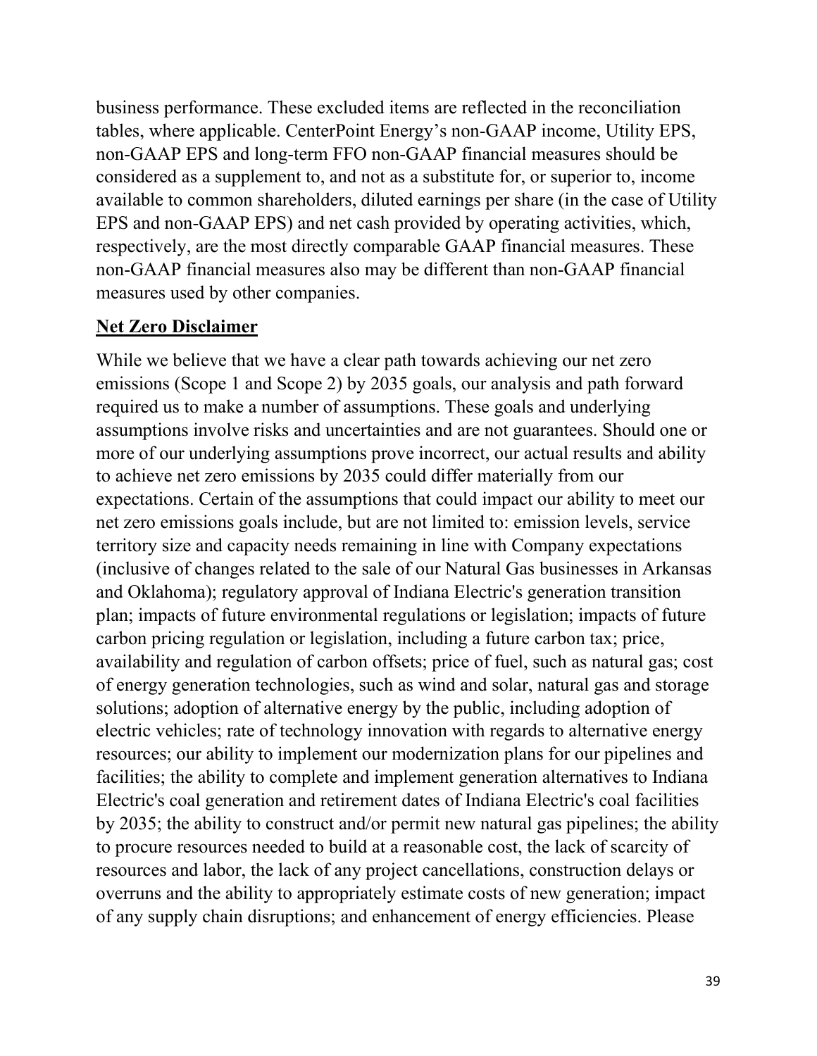business performance. These excluded items are reflected in the reconciliation tables, where applicable. CenterPoint Energy's non-GAAP income, Utility EPS, non-GAAP EPS and long-term FFO non-GAAP financial measures should be considered as a supplement to, and not as a substitute for, or superior to, income available to common shareholders, diluted earnings per share (in the case of Utility EPS and non-GAAP EPS) and net cash provided by operating activities, which, respectively, are the most directly comparable GAAP financial measures. These non-GAAP financial measures also may be different than non-GAAP financial measures used by other companies.

**Net Zero Disclaimer**

While we believe that we have a clear path towards achieving our net zero emissions (Scope 1 and Scope 2) by 2035 goals, our analysis and path forward required us to make a number of assumptions. These goals and underlying assumptions involve risks and uncertainties and are not guarantees. Should one or more of our underlying assumptions prove incorrect, our actual results and ability to achieve net zero emissions by 2035 could differ materially from our expectations. Certain of the assumptions that could impact our ability to meet our net zero emissions goals include, but are not limited to: emission levels, service territory size and capacity needs remaining in line with Company expectations (inclusive of changes related to the sale of our Natural Gas businesses in Arkansas and Oklahoma); regulatory approval of Indiana Electric's generation transition plan; impacts of future environmental regulations or legislation; impacts of future carbon pricing regulation or legislation, including a future carbon tax; price, availability and regulation of carbon offsets; price of fuel, such as natural gas; cost of energy generation technologies, such as wind and solar, natural gas and storage solutions; adoption of alternative energy by the public, including adoption of electric vehicles; rate of technology innovation with regards to alternative energy resources; our ability to implement our modernization plans for our pipelines and facilities; the ability to complete and implement generation alternatives to Indiana Electric's coal generation and retirement dates of Indiana Electric's coal facilities by 2035; the ability to construct and/or permit new natural gas pipelines; the ability to procure resources needed to build at a reasonable cost, the lack of scarcity of resources and labor, the lack of any project cancellations, construction delays or overruns and the ability to appropriately estimate costs of new generation; impact of any supply chain disruptions; and enhancement of energy efficiencies. Please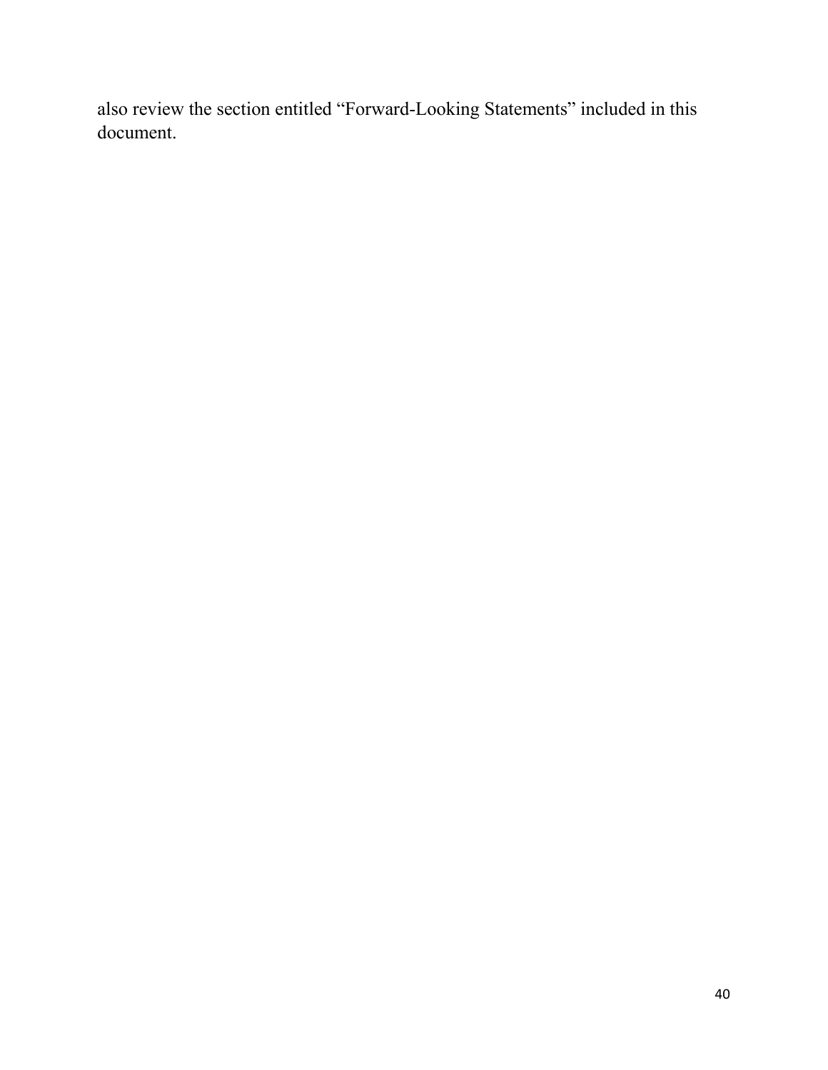also review the section entitled “Forward-Looking Statements” included in this document.